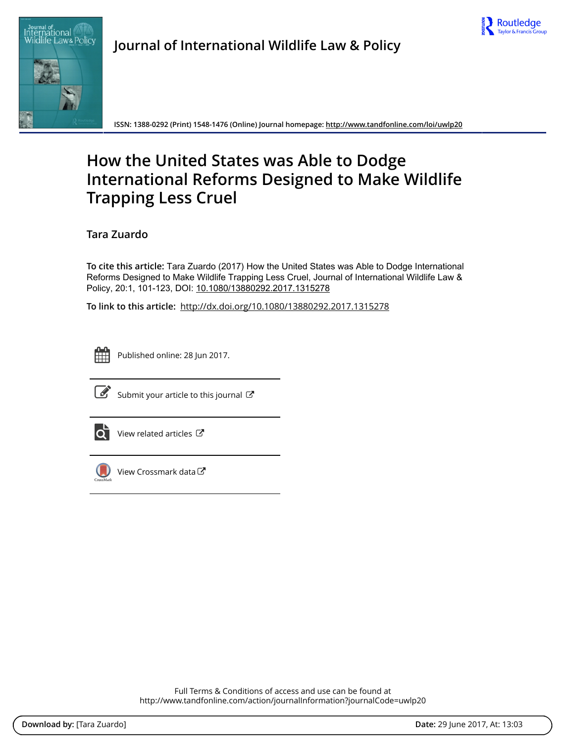# Journal of International Wildlife Law & Policy

ISSN: 1388-0292 (Print) 1548-1476 (Online) Journal homepage: http://www.tandfonline.com/loi/uwlp20

## How the United States was Able to Dodge International Reforms Designed to Make Wildlife Trapping Less Cruel

**Tara Zuardo**

**To cite this article:** Tara Zuardo (2017) How the United States was Able to Dodge International Reforms Designed to Make Wildlife Trapping Less Cruel, Journal of International Wildlife Law & Policy, 20:1, 101-123, DOI: 10.1080/13880292.2017.1315278

**To link to this article:** http://dx.doi.org/10.1080/13880292.2017.1315278

Published online: 28 Jun 2017.

Submit your article to this journal

View related articles

View Crossmark data

Full Terms & Conditions of access and use can be found at
http://www.tandfonline.com/action/journalInformation?journalCode=uwlp20

**Download by:** [Tara Zuardo] **Date:** 29 June 2017, At: 13:03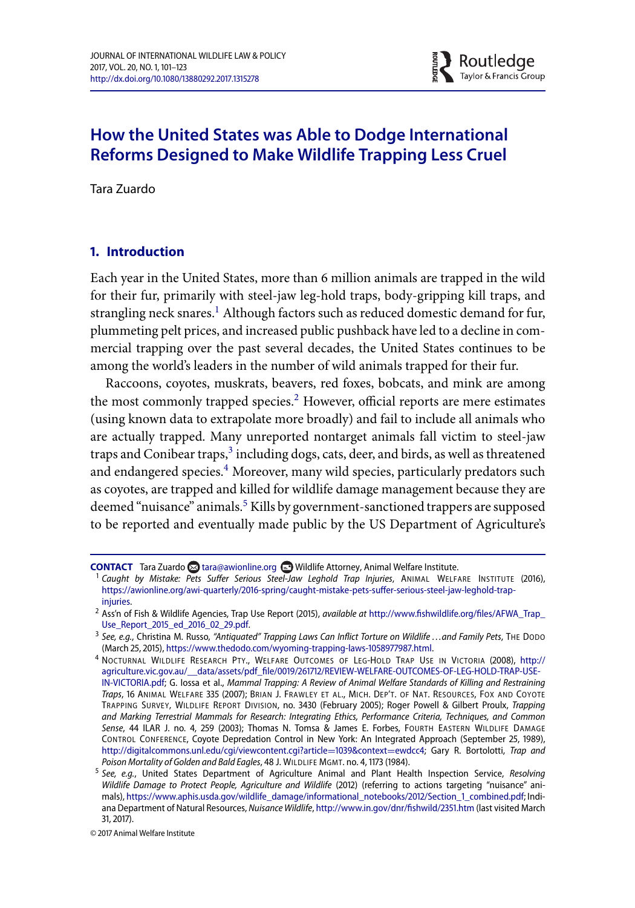# How the United States was Able to Dodge International Reforms Designed to Make Wildlife Trapping Less Cruel

Tara Zuardo

## 1. Introduction

Each year in the United States, more than 6 million animals are trapped in the wild for their fur, primarily with steel-jaw leg-hold traps, body-gripping kill traps, and strangling neck snares.[1] Although factors such as reduced domestic demand for fur, plummeting pelt prices, and increased public pushback have led to a decline in commercial trapping over the past several decades, the United States continues to be among the world's leaders in the number of wild animals trapped for their fur.

Raccoons, coyotes, muskrats, beavers, red foxes, bobcats, and mink are among the most commonly trapped species.[2] However, official reports are mere estimates (using known data to extrapolate more broadly) and fail to include all animals who are actually trapped. Many unreported nontarget animals fall victim to steel-jaw traps and Conibear traps,[3] including dogs, cats, deer, and birds, as well as threatened and endangered species.[4] Moreover, many wild species, particularly predators such as coyotes, are trapped and killed for wildlife damage management because they are deemed "nuisance" animals.[5] Kills by government-sanctioned trappers are supposed to be reported and eventually made public by the US Department of Agriculture's

---

**CONTACT** Tara Zuardo tara@awionline.org Wildlife Attorney, Animal Welfare Institute.

[1] *Caught by Mistake: Pets Suffer Serious Steel-Jaw Leghold Trap Injuries*, Animal Welfare Institute (2016), https://awionline.org/awi-quarterly/2016-spring/caught-mistake-pets-suffer-serious-steel-jaw-leghold-trap-injuries.

[2] Ass'n of Fish & Wildlife Agencies, Trap Use Report (2015), *available at* http://www.fishwildlife.org/files/AFWA_Trap_Use_Report_2015_ed_2016_02_29.pdf.

[3] *See, e.g.*, Christina M. Russo, *"Antiquated" Trapping Laws Can Inflict Torture on Wildlife ...and Family Pets*, The Dodo (March 25, 2015), https://www.thedodo.com/wyoming-trapping-laws-1058977987.html.

[4] Nocturnal Wildlife Research Pty., Welfare Outcomes of Leg-Hold Trap Use in Victoria (2008), http://agriculture.vic.gov.au/__data/assets/pdf_file/0019/261712/REVIEW-WELFARE-OUTCOMES-OF-LEG-HOLD-TRAP-USE-IN-VICTORIA.pdf; G. Iossa et al., *Mammal Trapping: A Review of Animal Welfare Standards of Killing and Restraining Traps*, 16 Animal Welfare 335 (2007); Brian J. Frawley et al., Mich. Dep't. of Nat. Resources, Fox and Coyote Trapping Survey, Wildlife Report Division, no. 3430 (February 2005); Roger Powell & Gilbert Proulx, *Trapping and Marking Terrestrial Mammals for Research: Integrating Ethics, Performance Criteria, Techniques, and Common Sense*, 44 ILAR J. no. 4, 259 (2003); Thomas N. Tomsa & James E. Forbes, Fourth Eastern Wildlife Damage Control Conference, Coyote Depredation Control in New York: An Integrated Approach (September 25, 1989), http://digitalcommons.unl.edu/cgi/viewcontent.cgi?article=1039&context=ewdcc4; Gary R. Bortolotti, *Trap and Poison Mortality of Golden and Bald Eagles*, 48 J. Wildlife Mgmt. no. 4, 1173 (1984).

[5] *See, e.g.*, United States Department of Agriculture Animal and Plant Health Inspection Service, *Resolving Wildlife Damage to Protect People, Agriculture and Wildlife* (2012) (referring to actions targeting "nuisance" animals), https://www.aphis.usda.gov/wildlife_damage/informational_notebooks/2012/Section_1_combined.pdf; Indiana Department of Natural Resources, *Nuisance Wildlife*, http://www.in.gov/dnr/fishwild/2351.htm (last visited March 31, 2017).

© 2017 Animal Welfare Institute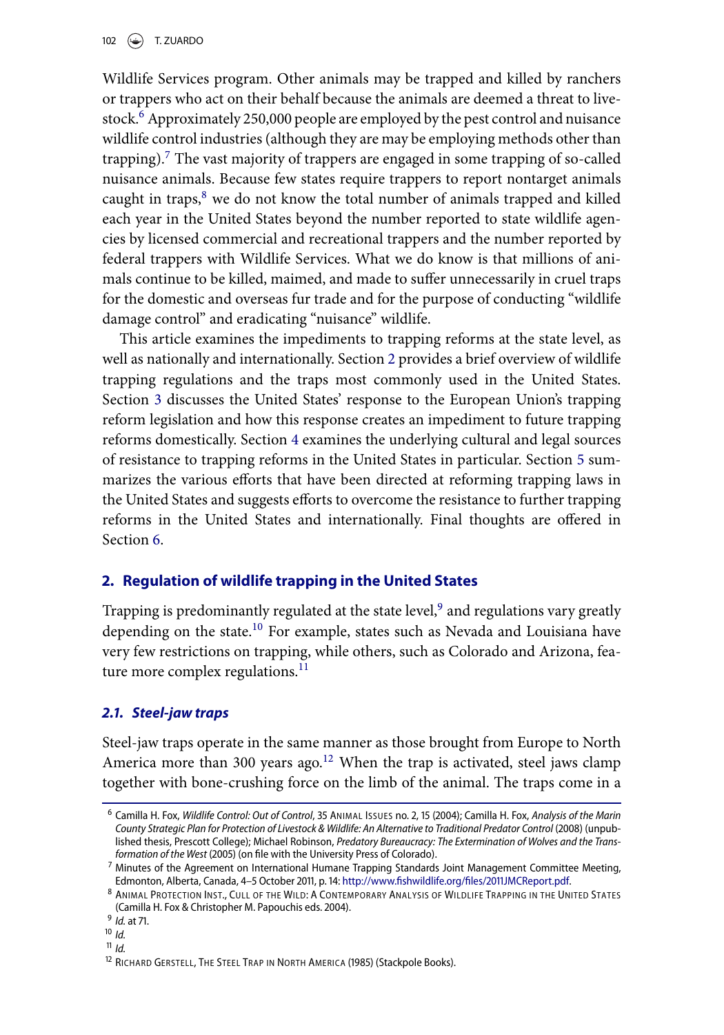Wildlife Services program. Other animals may be trapped and killed by ranchers or trappers who act on their behalf because the animals are deemed a threat to livestock.[6] Approximately 250,000 people are employed by the pest control and nuisance wildlife control industries (although they are may be employing methods other than trapping).[7] The vast majority of trappers are engaged in some trapping of so-called nuisance animals. Because few states require trappers to report nontarget animals caught in traps,[8] we do not know the total number of animals trapped and killed each year in the United States beyond the number reported to state wildlife agencies by licensed commercial and recreational trappers and the number reported by federal trappers with Wildlife Services. What we do know is that millions of animals continue to be killed, maimed, and made to suffer unnecessarily in cruel traps for the domestic and overseas fur trade and for the purpose of conducting "wildlife damage control" and eradicating "nuisance" wildlife.

This article examines the impediments to trapping reforms at the state level, as well as nationally and internationally. Section 2 provides a brief overview of wildlife trapping regulations and the traps most commonly used in the United States. Section 3 discusses the United States' response to the European Union's trapping reform legislation and how this response creates an impediment to future trapping reforms domestically. Section 4 examines the underlying cultural and legal sources of resistance to trapping reforms in the United States in particular. Section 5 summarizes the various efforts that have been directed at reforming trapping laws in the United States and suggests efforts to overcome the resistance to further trapping reforms in the United States and internationally. Final thoughts are offered in Section 6.

## 2. Regulation of wildlife trapping in the United States

Trapping is predominantly regulated at the state level,[9] and regulations vary greatly depending on the state.[10] For example, states such as Nevada and Louisiana have very few restrictions on trapping, while others, such as Colorado and Arizona, feature more complex regulations.[11]

### 2.1. Steel-jaw traps

Steel-jaw traps operate in the same manner as those brought from Europe to North America more than 300 years ago.[12] When the trap is activated, steel jaws clamp together with bone-crushing force on the limb of the animal. The traps come in a

---

[6] Camilla H. Fox, *Wildlife Control: Out of Control*, 35 Animal Issues no. 2, 15 (2004); Camilla H. Fox, *Analysis of the Marin County Strategic Plan for Protection of Livestock & Wildlife: An Alternative to Traditional Predator Control* (2008) (unpublished thesis, Prescott College); Michael Robinson, *Predatory Bureaucracy: The Extermination of Wolves and the Transformation of the West* (2005) (on file with the University Press of Colorado).

[7] Minutes of the Agreement on International Humane Trapping Standards Joint Management Committee Meeting, Edmonton, Alberta, Canada, 4–5 October 2011, p. 14: http://www.fishwildlife.org/files/2011JMCReport.pdf.

[8] Animal Protection Inst., Cull of the Wild: A Contemporary Analysis of Wildlife Trapping in the United States (Camilla H. Fox & Christopher M. Papouchis eds. 2004).

[9] *Id.* at 71.

[10] *Id.*

[11] *Id.*

[12] Richard Gerstell, The Steel Trap in North America (1985) (Stackpole Books).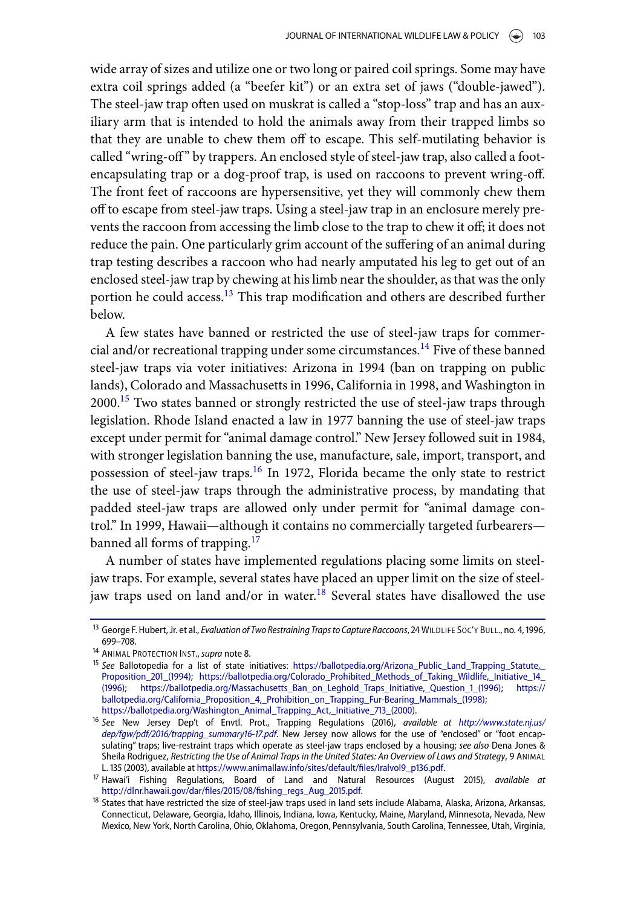wide array of sizes and utilize one or two long or paired coil springs. Some may have extra coil springs added (a "beefer kit") or an extra set of jaws ("double-jawed"). The steel-jaw trap often used on muskrat is called a "stop-loss" trap and has an auxiliary arm that is intended to hold the animals away from their trapped limbs so that they are unable to chew them off to escape. This self-mutilating behavior is called "wring-off" by trappers. An enclosed style of steel-jaw trap, also called a foot-encapsulating trap or a dog-proof trap, is used on raccoons to prevent wring-off. The front feet of raccoons are hypersensitive, yet they will commonly chew them off to escape from steel-jaw traps. Using a steel-jaw trap in an enclosure merely prevents the raccoon from accessing the limb close to the trap to chew it off; it does not reduce the pain. One particularly grim account of the suffering of an animal during trap testing describes a raccoon who had nearly amputated his leg to get out of an enclosed steel-jaw trap by chewing at his limb near the shoulder, as that was the only portion he could access.[13] This trap modification and others are described further below.

A few states have banned or restricted the use of steel-jaw traps for commercial and/or recreational trapping under some circumstances.[14] Five of these banned steel-jaw traps via voter initiatives: Arizona in 1994 (ban on trapping on public lands), Colorado and Massachusetts in 1996, California in 1998, and Washington in 2000.[15] Two states banned or strongly restricted the use of steel-jaw traps through legislation. Rhode Island enacted a law in 1977 banning the use of steel-jaw traps except under permit for "animal damage control." New Jersey followed suit in 1984, with stronger legislation banning the use, manufacture, sale, import, transport, and possession of steel-jaw traps.[16] In 1972, Florida became the only state to restrict the use of steel-jaw traps through the administrative process, by mandating that padded steel-jaw traps are allowed only under permit for "animal damage control." In 1999, Hawaii—although it contains no commercially targeted furbearers—banned all forms of trapping.[17]

A number of states have implemented regulations placing some limits on steel-jaw traps. For example, several states have placed an upper limit on the size of steel-jaw traps used on land and/or in water.[18] Several states have disallowed the use

---

[13] George F. Hubert, Jr. et al., *Evaluation of Two Restraining Traps to Capture Raccoons*, 24 Wildlife Soc'y Bull., no. 4, 1996, 699–708.

[14] Animal Protection Inst., *supra* note 8.

[15] *See* Ballotopedia for a list of state initiatives: https://ballotpedia.org/Arizona_Public_Land_Trapping_Statute,_Proposition_201_(1994); https://ballotpedia.org/Colorado_Prohibited_Methods_of_Taking_Wildlife,_Initiative_14_(1996); https://ballotpedia.org/Massachusetts_Ban_on_Leghold_Traps_Initiative,_Question_1_(1996); https://ballotpedia.org/California_Proposition_4,_Prohibition_on_Trapping_Fur-Bearing_Mammals_(1998); https://ballotpedia.org/Washington_Animal_Trapping_Act,_Initiative_713_(2000).

[16] *See* New Jersey Dep't of Envtl. Prot., Trapping Regulations (2016), *available at http://www.state.nj.us/dep/fgw/pdf/2016/trapping_summary16-17.pdf*. New Jersey now allows for the use of "enclosed" or "foot encapsulating" traps; live-restraint traps which operate as steel-jaw traps enclosed by a housing; *see also* Dena Jones & Sheila Rodriguez, *Restricting the Use of Animal Traps in the United States: An Overview of Laws and Strategy*, 9 Animal L. 135 (2003), available at https://www.animallaw.info/sites/default/files/lralvol9_p136.pdf.

[17] Hawai'i Fishing Regulations, Board of Land and Natural Resources (August 2015), *available at* http://dlnr.hawaii.gov/dar/files/2015/08/fishing_regs_Aug_2015.pdf.

[18] States that have restricted the size of steel-jaw traps used in land sets include Alabama, Alaska, Arizona, Arkansas, Connecticut, Delaware, Georgia, Idaho, Illinois, Indiana, Iowa, Kentucky, Maine, Maryland, Minnesota, Nevada, New Mexico, New York, North Carolina, Ohio, Oklahoma, Oregon, Pennsylvania, South Carolina, Tennessee, Utah, Virginia,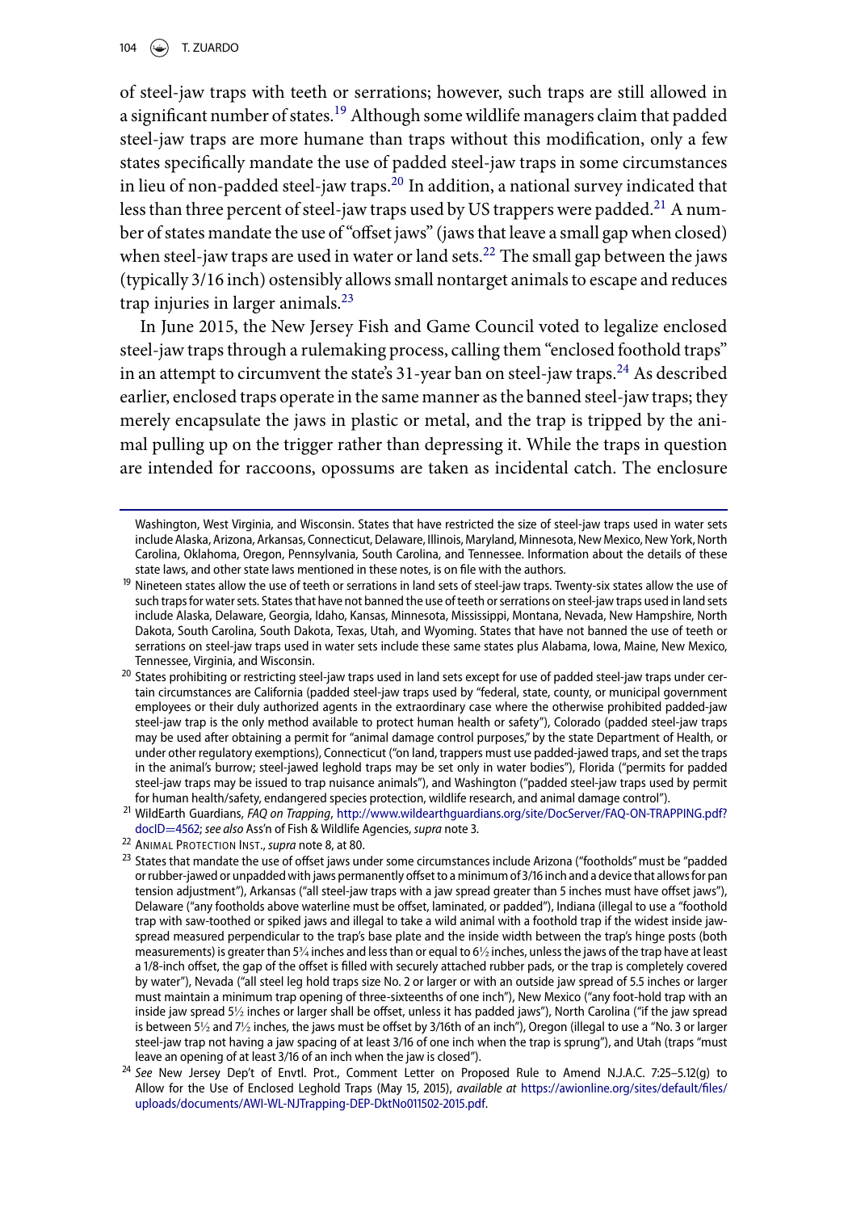of steel-jaw traps with teeth or serrations; however, such traps are still allowed in a significant number of states.[19] Although some wildlife managers claim that padded steel-jaw traps are more humane than traps without this modification, only a few states specifically mandate the use of padded steel-jaw traps in some circumstances in lieu of non-padded steel-jaw traps.[20] In addition, a national survey indicated that less than three percent of steel-jaw traps used by US trappers were padded.[21] A number of states mandate the use of "offset jaws" (jaws that leave a small gap when closed) when steel-jaw traps are used in water or land sets.[22] The small gap between the jaws (typically 3/16 inch) ostensibly allows small nontarget animals to escape and reduces trap injuries in larger animals.[23]

In June 2015, the New Jersey Fish and Game Council voted to legalize enclosed steel-jaw traps through a rulemaking process, calling them "enclosed foothold traps" in an attempt to circumvent the state's 31-year ban on steel-jaw traps.[24] As described earlier, enclosed traps operate in the same manner as the banned steel-jaw traps; they merely encapsulate the jaws in plastic or metal, and the trap is tripped by the animal pulling up on the trigger rather than depressing it. While the traps in question are intended for raccoons, opossums are taken as incidental catch. The enclosure

---

Washington, West Virginia, and Wisconsin. States that have restricted the size of steel-jaw traps used in water sets include Alaska, Arizona, Arkansas, Connecticut, Delaware, Illinois, Maryland, Minnesota, New Mexico, New York, North Carolina, Oklahoma, Oregon, Pennsylvania, South Carolina, and Tennessee. Information about the details of these state laws, and other state laws mentioned in these notes, is on file with the authors.

[19] Nineteen states allow the use of teeth or serrations in land sets of steel-jaw traps. Twenty-six states allow the use of such traps for water sets. States that have not banned the use of teeth or serrations on steel-jaw traps used in land sets include Alaska, Delaware, Georgia, Idaho, Kansas, Minnesota, Mississippi, Montana, Nevada, New Hampshire, North Dakota, South Carolina, South Dakota, Texas, Utah, and Wyoming. States that have not banned the use of teeth or serrations on steel-jaw traps used in water sets include these same states plus Alabama, Iowa, Maine, New Mexico, Tennessee, Virginia, and Wisconsin.

[20] States prohibiting or restricting steel-jaw traps used in land sets except for use of padded steel-jaw traps under certain circumstances are California (padded steel-jaw traps used by "federal, state, county, or municipal government employees or their duly authorized agents in the extraordinary case where the otherwise prohibited padded-jaw steel-jaw trap is the only method available to protect human health or safety"), Colorado (padded steel-jaw traps may be used after obtaining a permit for "animal damage control purposes," by the state Department of Health, or under other regulatory exemptions), Connecticut ("on land, trappers must use padded-jawed traps, and set the traps in the animal's burrow; steel-jawed leghold traps may be set only in water bodies"), Florida ("permits for padded steel-jaw traps may be issued to trap nuisance animals"), and Washington ("padded steel-jaw traps used by permit for human health/safety, endangered species protection, wildlife research, and animal damage control").

[21] WildEarth Guardians, *FAQ on Trapping*, http://www.wildearthguardians.org/site/DocServer/FAQ-ON-TRAPPING.pdf?docID=4562; *see also* Ass'n of Fish & Wildlife Agencies, *supra* note 3.

[22] Animal Protection Inst., *supra* note 8, at 80.

[23] States that mandate the use of offset jaws under some circumstances include Arizona ("footholds" must be "padded or rubber-jawed or unpadded with jaws permanently offset to a minimum of 3/16 inch and a device that allows for pan tension adjustment"), Arkansas ("all steel-jaw traps with a jaw spread greater than 5 inches must have offset jaws"), Delaware ("any footholds above waterline must be offset, laminated, or padded"), Indiana (illegal to use a "foothold trap with saw-toothed or spiked jaws and illegal to take a wild animal with a foothold trap if the widest inside jaw-spread measured perpendicular to the trap's base plate and the inside width between the trap's hinge posts (both measurements) is greater than 5¾ inches and less than or equal to 6½ inches, unless the jaws of the trap have at least a 1/8-inch offset, the gap of the offset is filled with securely attached rubber pads, or the trap is completely covered by water"), Nevada ("all steel leg hold traps size No. 2 or larger or with an outside jaw spread of 5.5 inches or larger must maintain a minimum trap opening of three-sixteenths of one inch"), New Mexico ("any foot-hold trap with an inside jaw spread 5½ inches or larger shall be offset, unless it has padded jaws"), North Carolina ("if the jaw spread is between 5½ and 7½ inches, the jaws must be offset by 3/16th of an inch"), Oregon (illegal to use a "No. 3 or larger steel-jaw trap not having a jaw spacing of at least 3/16 of one inch when the trap is sprung"), and Utah (traps "must leave an opening of at least 3/16 of an inch when the jaw is closed").

[24] *See* New Jersey Dep't of Envtl. Prot., Comment Letter on Proposed Rule to Amend N.J.A.C. 7:25–5.12(g) to Allow for the Use of Enclosed Leghold Traps (May 15, 2015), *available at* https://awionline.org/sites/default/files/uploads/documents/AWI-WL-NJTrapping-DEP-DktNo011502-2015.pdf.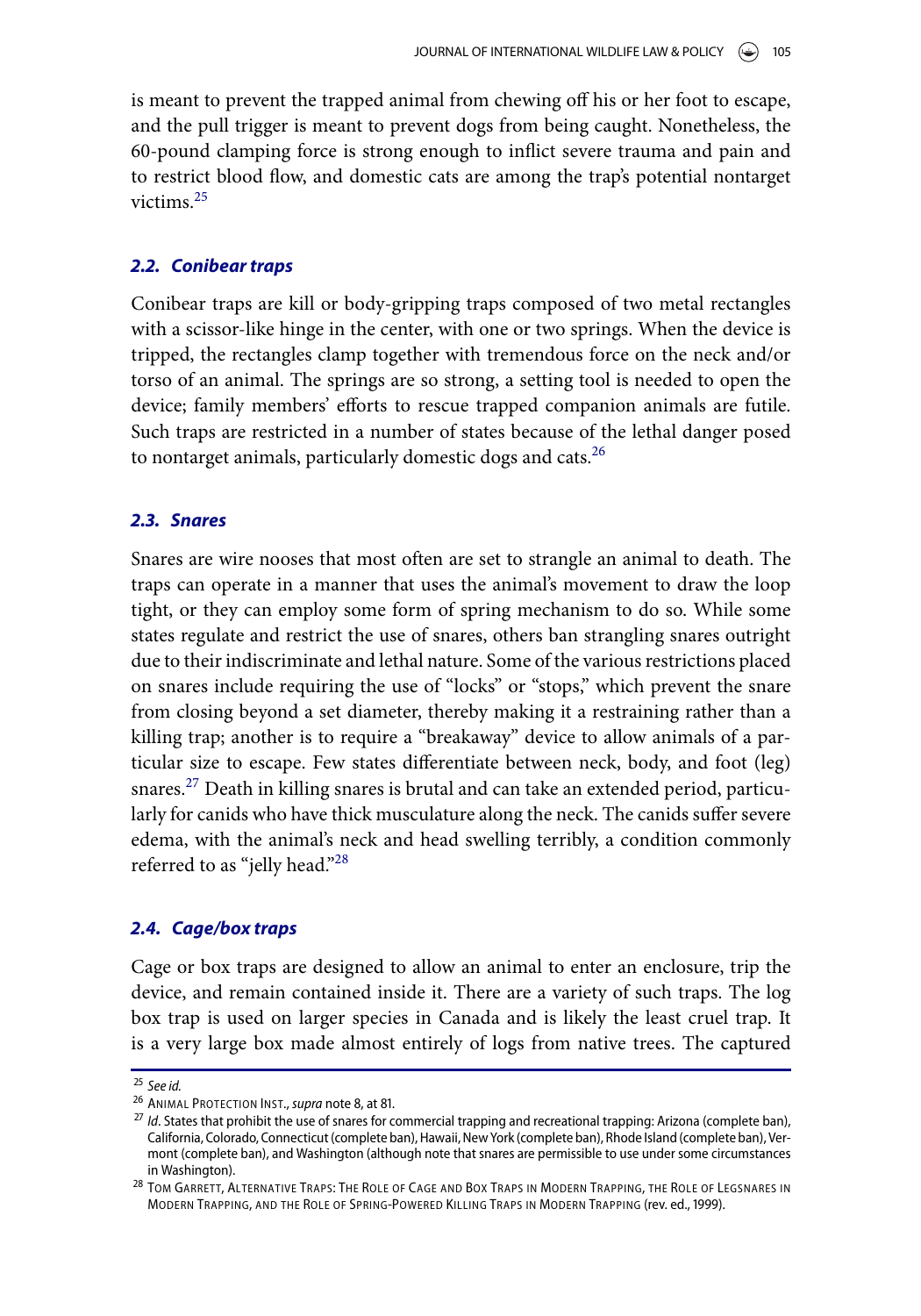is meant to prevent the trapped animal from chewing off his or her foot to escape, and the pull trigger is meant to prevent dogs from being caught. Nonetheless, the 60-pound clamping force is strong enough to inflict severe trauma and pain and to restrict blood flow, and domestic cats are among the trap's potential nontarget victims.[25]

### *2.2. Conibear traps*

Conibear traps are kill or body-gripping traps composed of two metal rectangles with a scissor-like hinge in the center, with one or two springs. When the device is tripped, the rectangles clamp together with tremendous force on the neck and/or torso of an animal. The springs are so strong, a setting tool is needed to open the device; family members' efforts to rescue trapped companion animals are futile. Such traps are restricted in a number of states because of the lethal danger posed to nontarget animals, particularly domestic dogs and cats.[26]

### *2.3. Snares*

Snares are wire nooses that most often are set to strangle an animal to death. The traps can operate in a manner that uses the animal's movement to draw the loop tight, or they can employ some form of spring mechanism to do so. While some states regulate and restrict the use of snares, others ban strangling snares outright due to their indiscriminate and lethal nature. Some of the various restrictions placed on snares include requiring the use of "locks" or "stops," which prevent the snare from closing beyond a set diameter, thereby making it a restraining rather than a killing trap; another is to require a "breakaway" device to allow animals of a particular size to escape. Few states differentiate between neck, body, and foot (leg) snares.[27] Death in killing snares is brutal and can take an extended period, particularly for canids who have thick musculature along the neck. The canids suffer severe edema, with the animal's neck and head swelling terribly, a condition commonly referred to as "jelly head."[28]

### *2.4. Cage/box traps*

Cage or box traps are designed to allow an animal to enter an enclosure, trip the device, and remain contained inside it. There are a variety of such traps. The log box trap is used on larger species in Canada and is likely the least cruel trap. It is a very large box made almost entirely of logs from native trees. The captured

---

[25] *See id.*

[26] Animal Protection Inst., *supra* note 8, at 81.

[27] *Id*. States that prohibit the use of snares for commercial trapping and recreational trapping: Arizona (complete ban), California, Colorado, Connecticut (complete ban), Hawaii, New York (complete ban), Rhode Island (complete ban), Vermont (complete ban), and Washington (although note that snares are permissible to use under some circumstances in Washington).

[28] Tom Garrett, Alternative Traps: The Role of Cage and Box Traps in Modern Trapping, the Role of Legsnares in Modern Trapping, and the Role of Spring-Powered Killing Traps in Modern Trapping (rev. ed., 1999).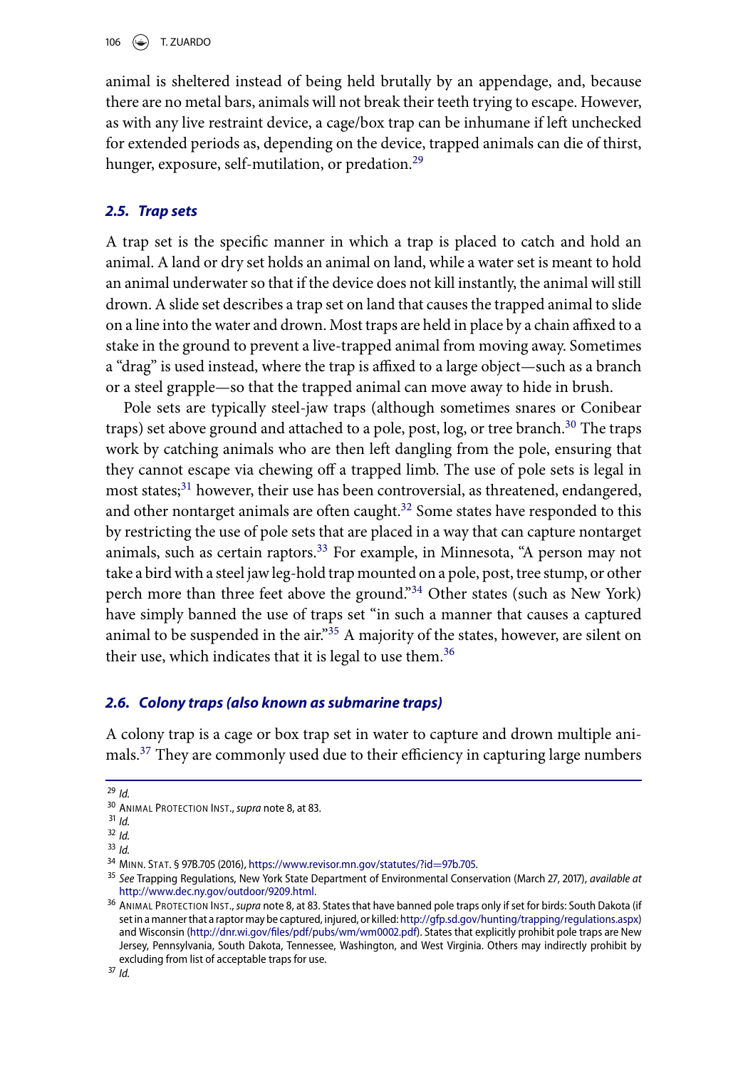animal is sheltered instead of being held brutally by an appendage, and, because there are no metal bars, animals will not break their teeth trying to escape. However, as with any live restraint device, a cage/box trap can be inhumane if left unchecked for extended periods as, depending on the device, trapped animals can die of thirst, hunger, exposure, self-mutilation, or predation.[29]

### 2.5. Trap sets

A trap set is the specific manner in which a trap is placed to catch and hold an animal. A land or dry set holds an animal on land, while a water set is meant to hold an animal underwater so that if the device does not kill instantly, the animal will still drown. A slide set describes a trap set on land that causes the trapped animal to slide on a line into the water and drown. Most traps are held in place by a chain affixed to a stake in the ground to prevent a live-trapped animal from moving away. Sometimes a "drag" is used instead, where the trap is affixed to a large object—such as a branch or a steel grapple—so that the trapped animal can move away to hide in brush.

Pole sets are typically steel-jaw traps (although sometimes snares or Conibear traps) set above ground and attached to a pole, post, log, or tree branch.[30] The traps work by catching animals who are then left dangling from the pole, ensuring that they cannot escape via chewing off a trapped limb. The use of pole sets is legal in most states;[31] however, their use has been controversial, as threatened, endangered, and other nontarget animals are often caught.[32] Some states have responded to this by restricting the use of pole sets that are placed in a way that can capture nontarget animals, such as certain raptors.[33] For example, in Minnesota, "A person may not take a bird with a steel jaw leg-hold trap mounted on a pole, post, tree stump, or other perch more than three feet above the ground."[34] Other states (such as New York) have simply banned the use of traps set "in such a manner that causes a captured animal to be suspended in the air."[35] A majority of the states, however, are silent on their use, which indicates that it is legal to use them.[36]

### 2.6. Colony traps (also known as submarine traps)

A colony trap is a cage or box trap set in water to capture and drown multiple animals.[37] They are commonly used due to their efficiency in capturing large numbers

---

[29] *Id.*

[30] Animal Protection Inst., *supra* note 8, at 83.

[31] *Id.*

[32] *Id.*

[33] *Id.*

[34] Minn. Stat. § 97B.705 (2016), https://www.revisor.mn.gov/statutes/?id=97b.705.

[35] *See* Trapping Regulations, New York State Department of Environmental Conservation (March 27, 2017), *available at* http://www.dec.ny.gov/outdoor/9209.html.

[36] Animal Protection Inst., *supra* note 8, at 83. States that have banned pole traps only if set for birds: South Dakota (if set in a manner that a raptor may be captured, injured, or killed: http://gfp.sd.gov/hunting/trapping/regulations.aspx) and Wisconsin (http://dnr.wi.gov/files/pdf/pubs/wm/wm0002.pdf). States that explicitly prohibit pole traps are New Jersey, Pennsylvania, South Dakota, Tennessee, Washington, and West Virginia. Others may indirectly prohibit by excluding from list of acceptable traps for use.

[37] *Id.*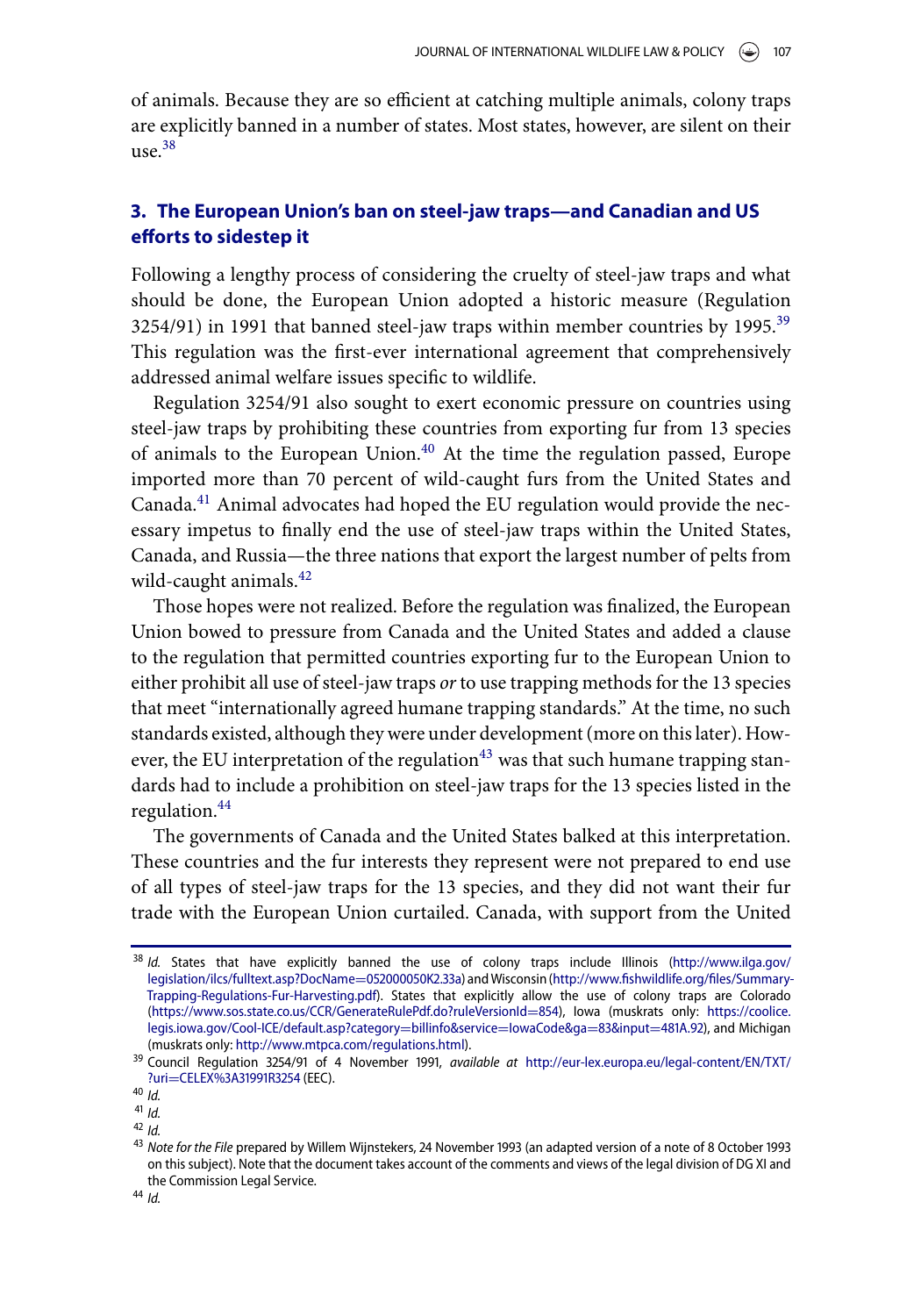of animals. Because they are so efficient at catching multiple animals, colony traps are explicitly banned in a number of states. Most states, however, are silent on their use.[38]

## 3. The European Union's ban on steel-jaw traps—and Canadian and US efforts to sidestep it

Following a lengthy process of considering the cruelty of steel-jaw traps and what should be done, the European Union adopted a historic measure (Regulation 3254/91) in 1991 that banned steel-jaw traps within member countries by 1995.[39] This regulation was the first-ever international agreement that comprehensively addressed animal welfare issues specific to wildlife.

Regulation 3254/91 also sought to exert economic pressure on countries using steel-jaw traps by prohibiting these countries from exporting fur from 13 species of animals to the European Union.[40] At the time the regulation passed, Europe imported more than 70 percent of wild-caught furs from the United States and Canada.[41] Animal advocates had hoped the EU regulation would provide the necessary impetus to finally end the use of steel-jaw traps within the United States, Canada, and Russia—the three nations that export the largest number of pelts from wild-caught animals.[42]

Those hopes were not realized. Before the regulation was finalized, the European Union bowed to pressure from Canada and the United States and added a clause to the regulation that permitted countries exporting fur to the European Union to either prohibit all use of steel-jaw traps *or* to use trapping methods for the 13 species that meet "internationally agreed humane trapping standards." At the time, no such standards existed, although they were under development (more on this later). However, the EU interpretation of the regulation[43] was that such humane trapping standards had to include a prohibition on steel-jaw traps for the 13 species listed in the regulation.[44]

The governments of Canada and the United States balked at this interpretation. These countries and the fur interests they represent were not prepared to end use of all types of steel-jaw traps for the 13 species, and they did not want their fur trade with the European Union curtailed. Canada, with support from the United

---

[38] *Id.* States that have explicitly banned the use of colony traps include Illinois (http://www.ilga.gov/legislation/ilcs/fulltext.asp?DocName=052000050K2.33a) and Wisconsin (http://www.fishwildlife.org/files/Summary-Trapping-Regulations-Fur-Harvesting.pdf). States that explicitly allow the use of colony traps are Colorado (https://www.sos.state.co.us/CCR/GenerateRulePdf.do?ruleVersionId=854), Iowa (muskrats only: https://coolice.legis.iowa.gov/Cool-ICE/default.asp?category=billinfo&service=IowaCode&ga=83&input=481A.92), and Michigan (muskrats only: http://www.mtpca.com/regulations.html).

[39] Council Regulation 3254/91 of 4 November 1991, *available at* http://eur-lex.europa.eu/legal-content/EN/TXT/?uri=CELEX%3A31991R3254 (EEC).

[40] *Id.*

[41] *Id.*

[42] *Id.*

[43] *Note for the File* prepared by Willem Wijnstekers, 24 November 1993 (an adapted version of a note of 8 October 1993 on this subject). Note that the document takes account of the comments and views of the legal division of DG XI and the Commission Legal Service.

[44] *Id.*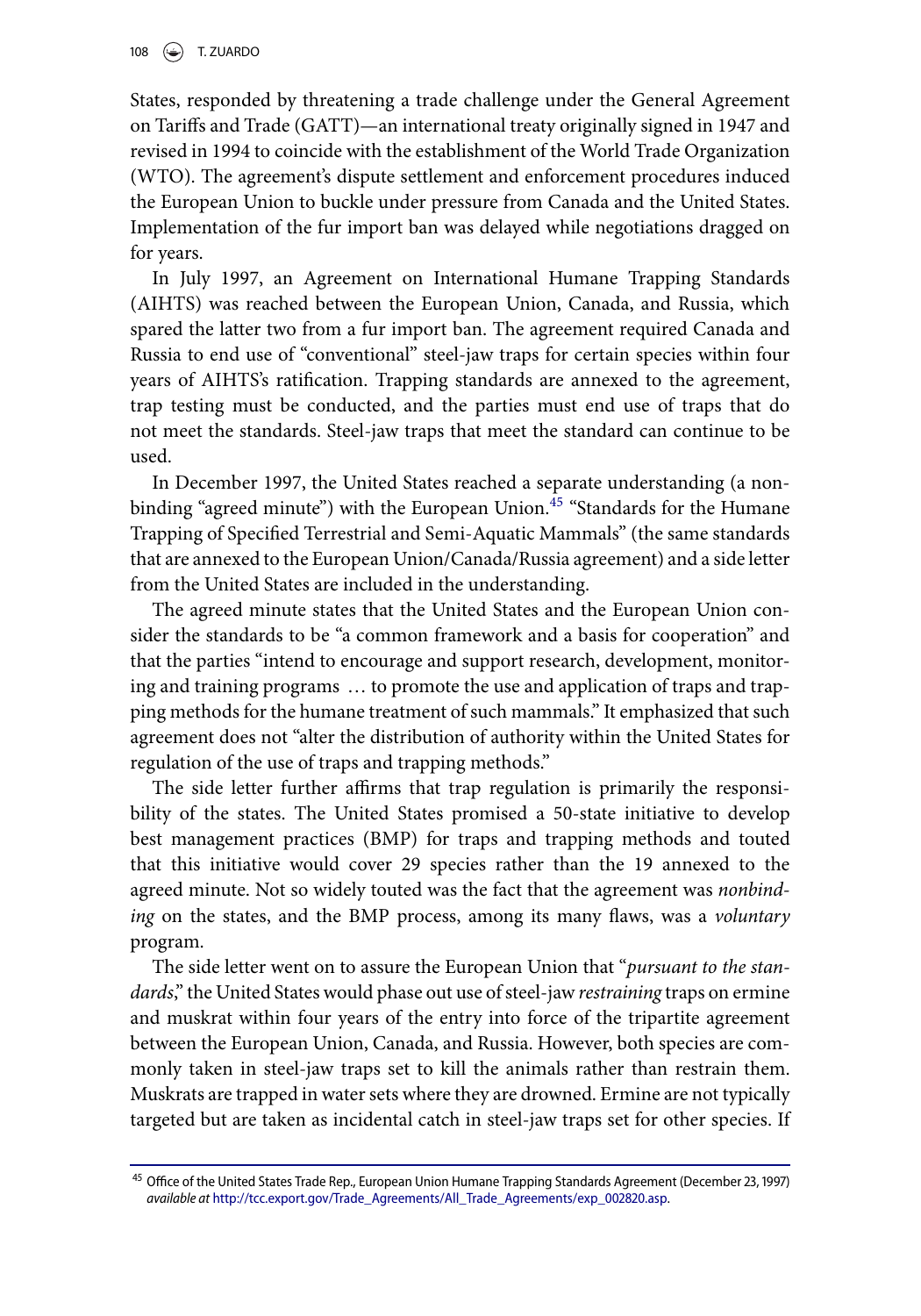States, responded by threatening a trade challenge under the General Agreement on Tariffs and Trade (GATT)—an international treaty originally signed in 1947 and revised in 1994 to coincide with the establishment of the World Trade Organization (WTO). The agreement's dispute settlement and enforcement procedures induced the European Union to buckle under pressure from Canada and the United States. Implementation of the fur import ban was delayed while negotiations dragged on for years.

In July 1997, an Agreement on International Humane Trapping Standards (AIHTS) was reached between the European Union, Canada, and Russia, which spared the latter two from a fur import ban. The agreement required Canada and Russia to end use of "conventional" steel-jaw traps for certain species within four years of AIHTS's ratification. Trapping standards are annexed to the agreement, trap testing must be conducted, and the parties must end use of traps that do not meet the standards. Steel-jaw traps that meet the standard can continue to be used.

In December 1997, the United States reached a separate understanding (a non-binding "agreed minute") with the European Union.[45] "Standards for the Humane Trapping of Specified Terrestrial and Semi-Aquatic Mammals" (the same standards that are annexed to the European Union/Canada/Russia agreement) and a side letter from the United States are included in the understanding.

The agreed minute states that the United States and the European Union consider the standards to be "a common framework and a basis for cooperation" and that the parties "intend to encourage and support research, development, monitoring and training programs … to promote the use and application of traps and trapping methods for the humane treatment of such mammals." It emphasized that such agreement does not "alter the distribution of authority within the United States for regulation of the use of traps and trapping methods."

The side letter further affirms that trap regulation is primarily the responsibility of the states. The United States promised a 50-state initiative to develop best management practices (BMP) for traps and trapping methods and touted that this initiative would cover 29 species rather than the 19 annexed to the agreed minute. Not so widely touted was the fact that the agreement was *nonbinding* on the states, and the BMP process, among its many flaws, was a *voluntary* program.

The side letter went on to assure the European Union that "*pursuant to the standards*," the United States would phase out use of steel-jaw *restraining* traps on ermine and muskrat within four years of the entry into force of the tripartite agreement between the European Union, Canada, and Russia. However, both species are commonly taken in steel-jaw traps set to kill the animals rather than restrain them. Muskrats are trapped in water sets where they are drowned. Ermine are not typically targeted but are taken as incidental catch in steel-jaw traps set for other species. If

[45] Office of the United States Trade Rep., European Union Humane Trapping Standards Agreement (December 23, 1997) *available at* http://tcc.export.gov/Trade_Agreements/All_Trade_Agreements/exp_002820.asp.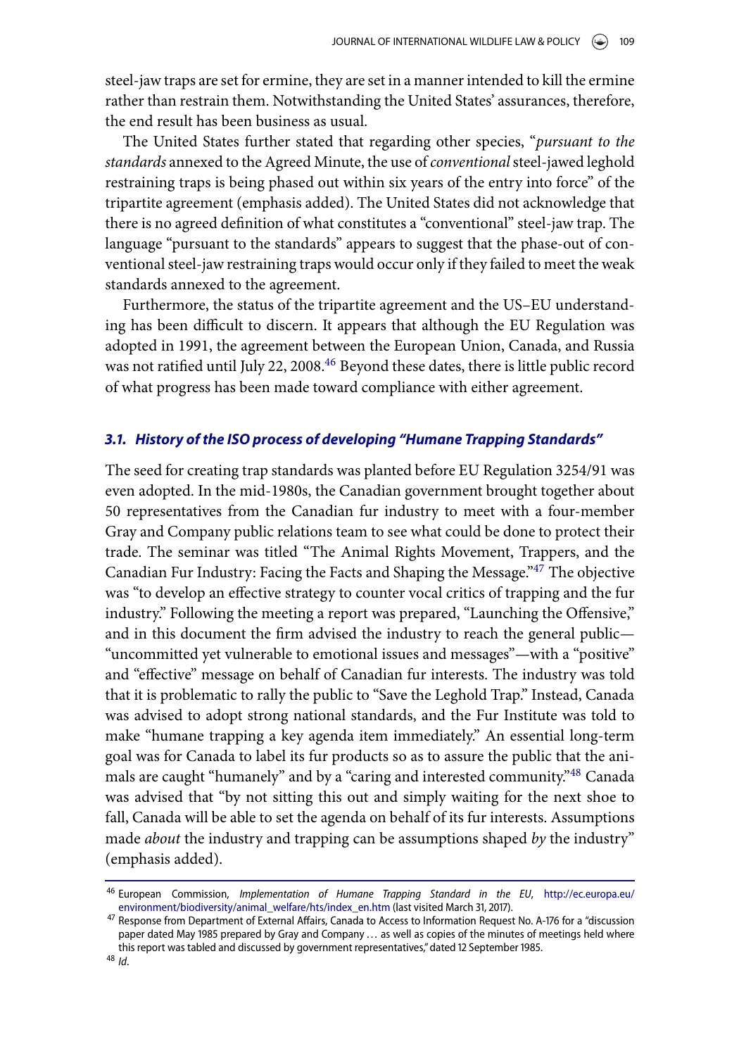steel-jaw traps are set for ermine, they are set in a manner intended to kill the ermine rather than restrain them. Notwithstanding the United States' assurances, therefore, the end result has been business as usual.

The United States further stated that regarding other species, "*pursuant to the standards* annexed to the Agreed Minute, the use of *conventional* steel-jawed leghold restraining traps is being phased out within six years of the entry into force" of the tripartite agreement (emphasis added). The United States did not acknowledge that there is no agreed definition of what constitutes a "conventional" steel-jaw trap. The language "pursuant to the standards" appears to suggest that the phase-out of conventional steel-jaw restraining traps would occur only if they failed to meet the weak standards annexed to the agreement.

Furthermore, the status of the tripartite agreement and the US–EU understanding has been difficult to discern. It appears that although the EU Regulation was adopted in 1991, the agreement between the European Union, Canada, and Russia was not ratified until July 22, 2008.[46] Beyond these dates, there is little public record of what progress has been made toward compliance with either agreement.

### *3.1. History of the ISO process of developing "Humane Trapping Standards"*

The seed for creating trap standards was planted before EU Regulation 3254/91 was even adopted. In the mid-1980s, the Canadian government brought together about 50 representatives from the Canadian fur industry to meet with a four-member Gray and Company public relations team to see what could be done to protect their trade. The seminar was titled "The Animal Rights Movement, Trappers, and the Canadian Fur Industry: Facing the Facts and Shaping the Message."[47] The objective was "to develop an effective strategy to counter vocal critics of trapping and the fur industry." Following the meeting a report was prepared, "Launching the Offensive," and in this document the firm advised the industry to reach the general public—"uncommitted yet vulnerable to emotional issues and messages"—with a "positive" and "effective" message on behalf of Canadian fur interests. The industry was told that it is problematic to rally the public to "Save the Leghold Trap." Instead, Canada was advised to adopt strong national standards, and the Fur Institute was told to make "humane trapping a key agenda item immediately." An essential long-term goal was for Canada to label its fur products so as to assure the public that the animals are caught "humanely" and by a "caring and interested community."[48] Canada was advised that "by not sitting this out and simply waiting for the next shoe to fall, Canada will be able to set the agenda on behalf of its fur interests. Assumptions made *about* the industry and trapping can be assumptions shaped *by* the industry" (emphasis added).

---

[46] European Commission, *Implementation of Humane Trapping Standard in the EU*, http://ec.europa.eu/environment/biodiversity/animal_welfare/hts/index_en.htm (last visited March 31, 2017).

[47] Response from Department of External Affairs, Canada to Access to Information Request No. A-176 for a "discussion paper dated May 1985 prepared by Gray and Company … as well as copies of the minutes of meetings held where this report was tabled and discussed by government representatives," dated 12 September 1985.

[48] *Id*.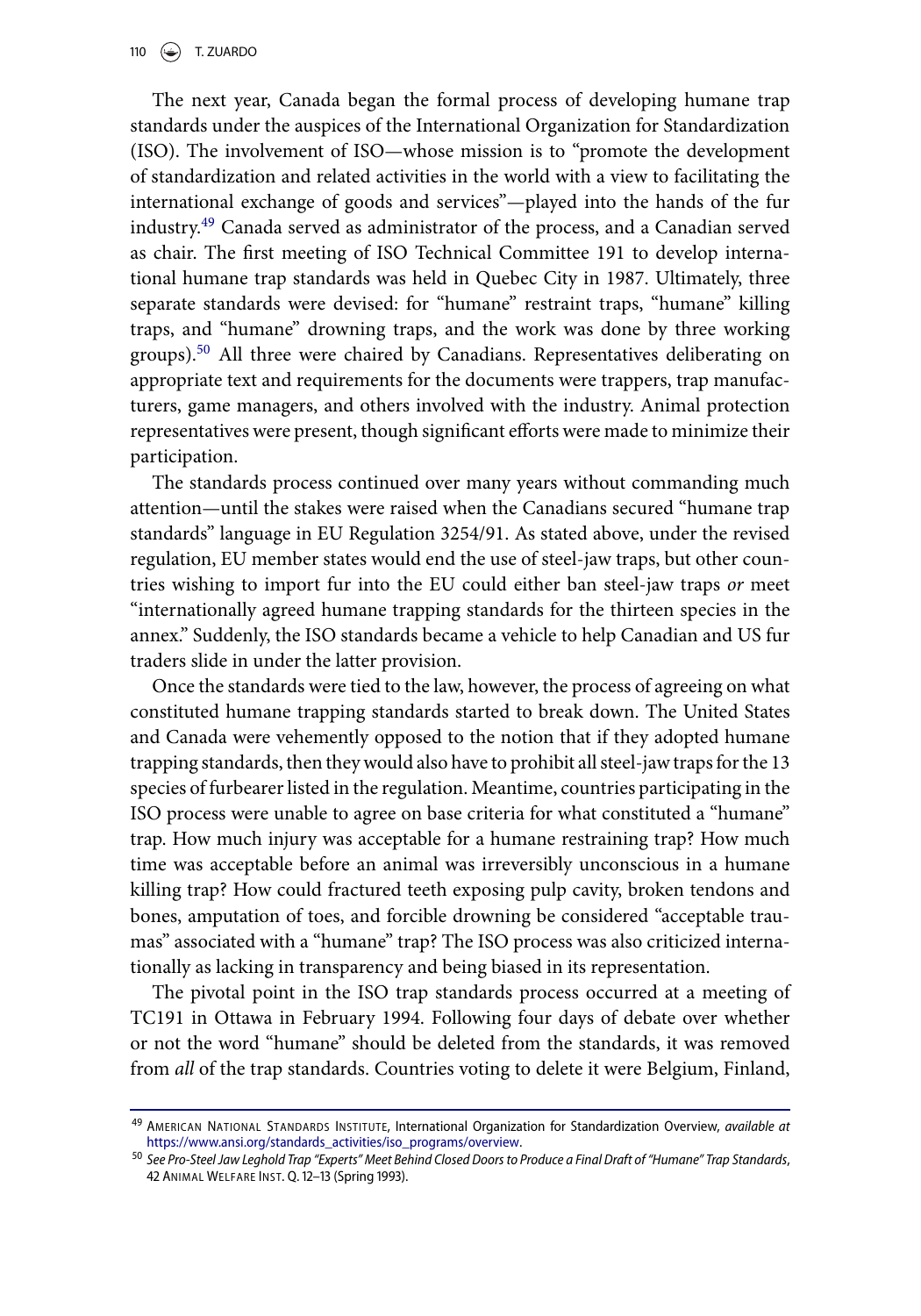The next year, Canada began the formal process of developing humane trap standards under the auspices of the International Organization for Standardization (ISO). The involvement of ISO—whose mission is to "promote the development of standardization and related activities in the world with a view to facilitating the international exchange of goods and services"—played into the hands of the fur industry.[49] Canada served as administrator of the process, and a Canadian served as chair. The first meeting of ISO Technical Committee 191 to develop international humane trap standards was held in Quebec City in 1987. Ultimately, three separate standards were devised: for "humane" restraint traps, "humane" killing traps, and "humane" drowning traps, and the work was done by three working groups).[50] All three were chaired by Canadians. Representatives deliberating on appropriate text and requirements for the documents were trappers, trap manufacturers, game managers, and others involved with the industry. Animal protection representatives were present, though significant efforts were made to minimize their participation.

The standards process continued over many years without commanding much attention—until the stakes were raised when the Canadians secured "humane trap standards" language in EU Regulation 3254/91. As stated above, under the revised regulation, EU member states would end the use of steel-jaw traps, but other countries wishing to import fur into the EU could either ban steel-jaw traps *or* meet "internationally agreed humane trapping standards for the thirteen species in the annex." Suddenly, the ISO standards became a vehicle to help Canadian and US fur traders slide in under the latter provision.

Once the standards were tied to the law, however, the process of agreeing on what constituted humane trapping standards started to break down. The United States and Canada were vehemently opposed to the notion that if they adopted humane trapping standards, then they would also have to prohibit all steel-jaw traps for the 13 species of furbearer listed in the regulation. Meantime, countries participating in the ISO process were unable to agree on base criteria for what constituted a "humane" trap. How much injury was acceptable for a humane restraining trap? How much time was acceptable before an animal was irreversibly unconscious in a humane killing trap? How could fractured teeth exposing pulp cavity, broken tendons and bones, amputation of toes, and forcible drowning be considered "acceptable traumas" associated with a "humane" trap? The ISO process was also criticized internationally as lacking in transparency and being biased in its representation.

The pivotal point in the ISO trap standards process occurred at a meeting of TC191 in Ottawa in February 1994. Following four days of debate over whether or not the word "humane" should be deleted from the standards, it was removed from *all* of the trap standards. Countries voting to delete it were Belgium, Finland,

---

[49] American National Standards Institute, International Organization for Standardization Overview, *available at* https://www.ansi.org/standards_activities/iso_programs/overview.

[50] *See Pro-Steel Jaw Leghold Trap "Experts" Meet Behind Closed Doors to Produce a Final Draft of "Humane" Trap Standards*, 42 Animal Welfare Inst. Q. 12–13 (Spring 1993).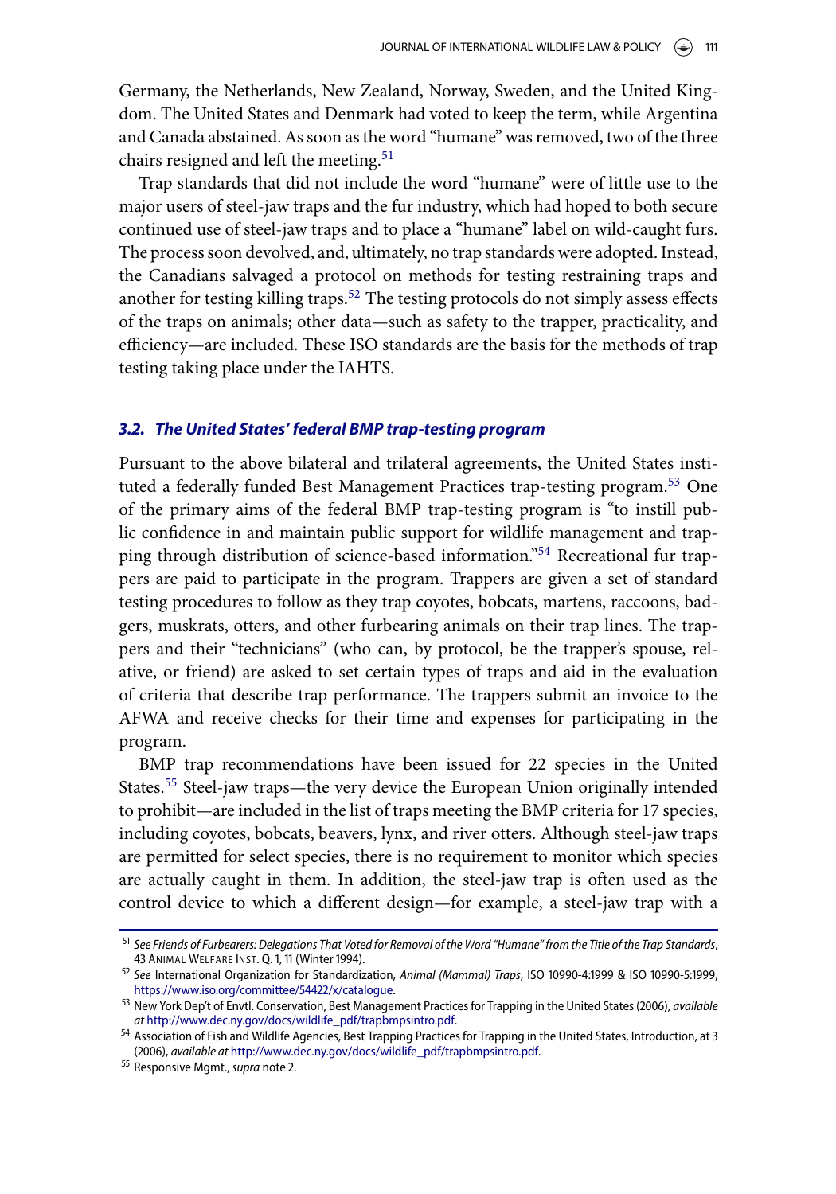Germany, the Netherlands, New Zealand, Norway, Sweden, and the United Kingdom. The United States and Denmark had voted to keep the term, while Argentina and Canada abstained. As soon as the word "humane" was removed, two of the three chairs resigned and left the meeting.[51]

Trap standards that did not include the word "humane" were of little use to the major users of steel-jaw traps and the fur industry, which had hoped to both secure continued use of steel-jaw traps and to place a "humane" label on wild-caught furs. The process soon devolved, and, ultimately, no trap standards were adopted. Instead, the Canadians salvaged a protocol on methods for testing restraining traps and another for testing killing traps.[52] The testing protocols do not simply assess effects of the traps on animals; other data—such as safety to the trapper, practicality, and efficiency—are included. These ISO standards are the basis for the methods of trap testing taking place under the IAHTS.

### *3.2. The United States' federal BMP trap-testing program*

Pursuant to the above bilateral and trilateral agreements, the United States instituted a federally funded Best Management Practices trap-testing program.[53] One of the primary aims of the federal BMP trap-testing program is "to instill public confidence in and maintain public support for wildlife management and trapping through distribution of science-based information."[54] Recreational fur trappers are paid to participate in the program. Trappers are given a set of standard testing procedures to follow as they trap coyotes, bobcats, martens, raccoons, badgers, muskrats, otters, and other furbearing animals on their trap lines. The trappers and their "technicians" (who can, by protocol, be the trapper's spouse, relative, or friend) are asked to set certain types of traps and aid in the evaluation of criteria that describe trap performance. The trappers submit an invoice to the AFWA and receive checks for their time and expenses for participating in the program.

BMP trap recommendations have been issued for 22 species in the United States.[55] Steel-jaw traps—the very device the European Union originally intended to prohibit—are included in the list of traps meeting the BMP criteria for 17 species, including coyotes, bobcats, beavers, lynx, and river otters. Although steel-jaw traps are permitted for select species, there is no requirement to monitor which species are actually caught in them. In addition, the steel-jaw trap is often used as the control device to which a different design—for example, a steel-jaw trap with a

---

[51] *See Friends of Furbearers: Delegations That Voted for Removal of the Word "Humane" from the Title of the Trap Standards*, 43 Animal Welfare Inst. Q. 1, 11 (Winter 1994).

[52] *See* International Organization for Standardization, *Animal (Mammal) Traps*, ISO 10990-4:1999 & ISO 10990-5:1999, https://www.iso.org/committee/54422/x/catalogue.

[53] New York Dep't of Envtl. Conservation, Best Management Practices for Trapping in the United States (2006), *available at* http://www.dec.ny.gov/docs/wildlife_pdf/trapbmpsintro.pdf.

[54] Association of Fish and Wildlife Agencies, Best Trapping Practices for Trapping in the United States, Introduction, at 3 (2006), *available at* http://www.dec.ny.gov/docs/wildlife_pdf/trapbmpsintro.pdf.

[55] Responsive Mgmt., *supra* note 2.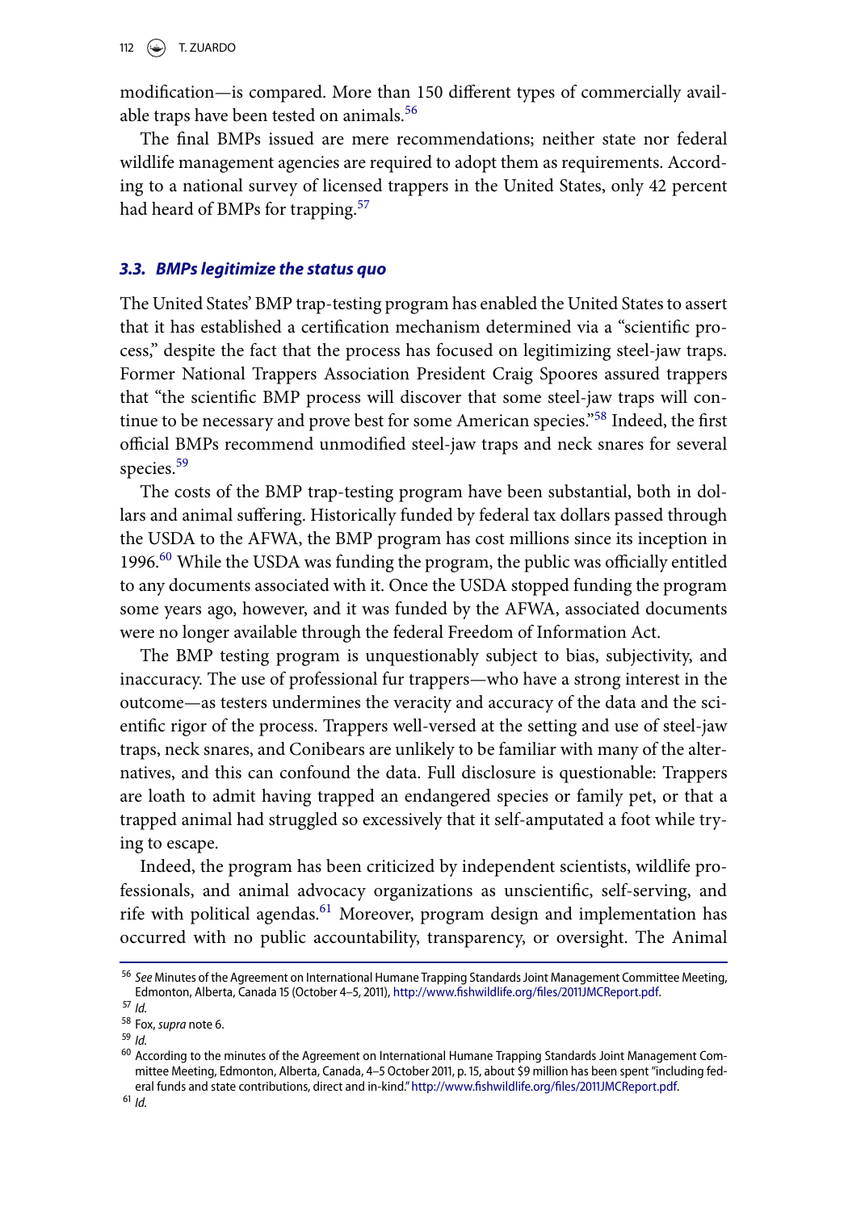modification—is compared. More than 150 different types of commercially available traps have been tested on animals.[56]

The final BMPs issued are mere recommendations; neither state nor federal wildlife management agencies are required to adopt them as requirements. According to a national survey of licensed trappers in the United States, only 42 percent had heard of BMPs for trapping.[57]

### *3.3. BMPs legitimize the status quo*

The United States' BMP trap-testing program has enabled the United States to assert that it has established a certification mechanism determined via a "scientific process," despite the fact that the process has focused on legitimizing steel-jaw traps. Former National Trappers Association President Craig Spoores assured trappers that "the scientific BMP process will discover that some steel-jaw traps will continue to be necessary and prove best for some American species."[58] Indeed, the first official BMPs recommend unmodified steel-jaw traps and neck snares for several species.[59]

The costs of the BMP trap-testing program have been substantial, both in dollars and animal suffering. Historically funded by federal tax dollars passed through the USDA to the AFWA, the BMP program has cost millions since its inception in 1996.[60] While the USDA was funding the program, the public was officially entitled to any documents associated with it. Once the USDA stopped funding the program some years ago, however, and it was funded by the AFWA, associated documents were no longer available through the federal Freedom of Information Act.

The BMP testing program is unquestionably subject to bias, subjectivity, and inaccuracy. The use of professional fur trappers—who have a strong interest in the outcome—as testers undermines the veracity and accuracy of the data and the scientific rigor of the process. Trappers well-versed at the setting and use of steel-jaw traps, neck snares, and Conibears are unlikely to be familiar with many of the alternatives, and this can confound the data. Full disclosure is questionable: Trappers are loath to admit having trapped an endangered species or family pet, or that a trapped animal had struggled so excessively that it self-amputated a foot while trying to escape.

Indeed, the program has been criticized by independent scientists, wildlife professionals, and animal advocacy organizations as unscientific, self-serving, and rife with political agendas.[61] Moreover, program design and implementation has occurred with no public accountability, transparency, or oversight. The Animal

---

[56] *See* Minutes of the Agreement on International Humane Trapping Standards Joint Management Committee Meeting, Edmonton, Alberta, Canada 15 (October 4–5, 2011), http://www.fishwildlife.org/files/2011JMCReport.pdf.

[57] *Id.*

[58] Fox, *supra* note 6.

[59] *Id.*

[60] According to the minutes of the Agreement on International Humane Trapping Standards Joint Management Committee Meeting, Edmonton, Alberta, Canada, 4–5 October 2011, p. 15, about $9 million has been spent "including federal funds and state contributions, direct and in-kind." http://www.fishwildlife.org/files/2011JMCReport.pdf.

[61] *Id.*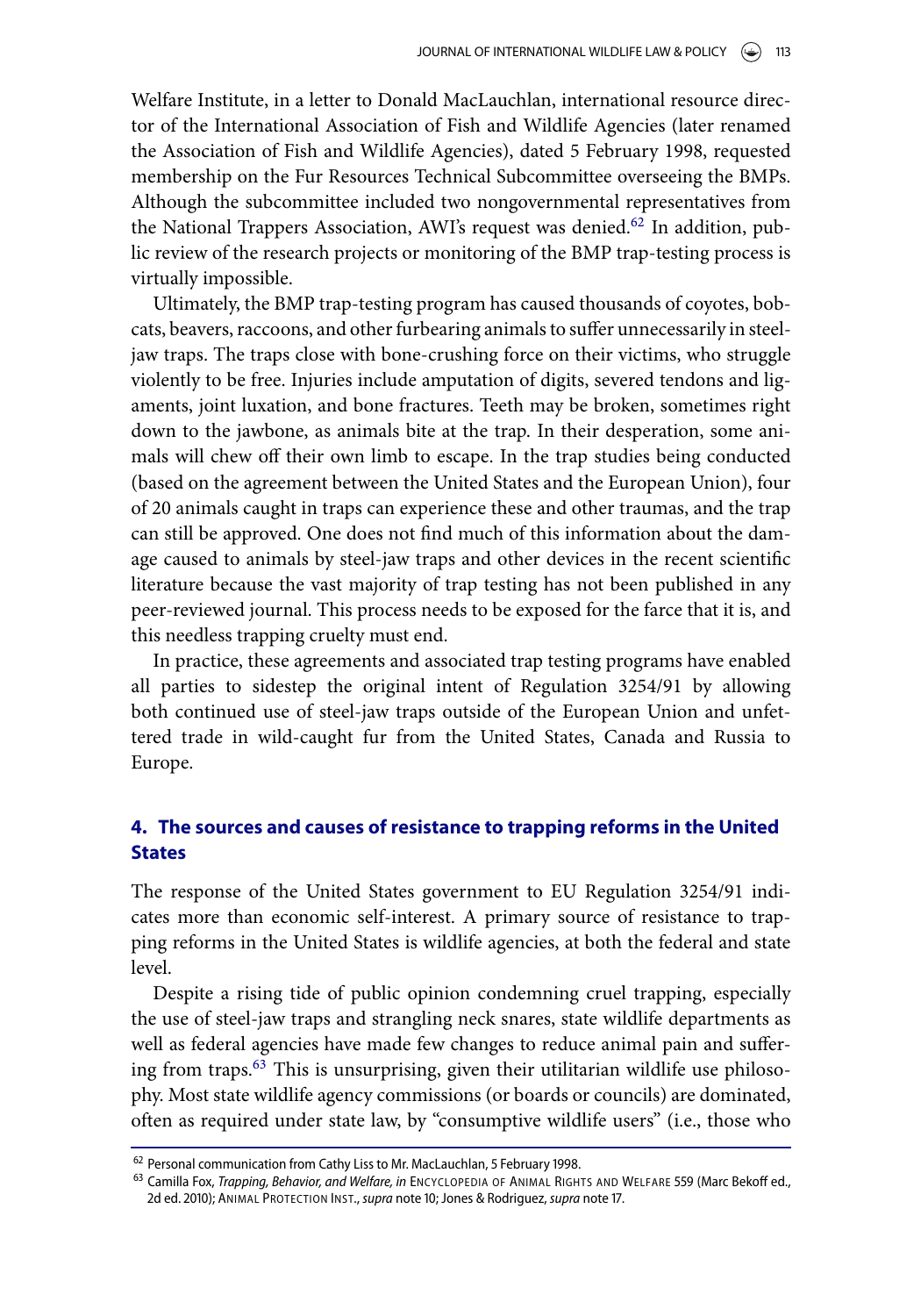Welfare Institute, in a letter to Donald MacLauchlan, international resource director of the International Association of Fish and Wildlife Agencies (later renamed the Association of Fish and Wildlife Agencies), dated 5 February 1998, requested membership on the Fur Resources Technical Subcommittee overseeing the BMPs. Although the subcommittee included two nongovernmental representatives from the National Trappers Association, AWI's request was denied.[62] In addition, public review of the research projects or monitoring of the BMP trap-testing process is virtually impossible.

Ultimately, the BMP trap-testing program has caused thousands of coyotes, bobcats, beavers, raccoons, and other furbearing animals to suffer unnecessarily in steel-jaw traps. The traps close with bone-crushing force on their victims, who struggle violently to be free. Injuries include amputation of digits, severed tendons and ligaments, joint luxation, and bone fractures. Teeth may be broken, sometimes right down to the jawbone, as animals bite at the trap. In their desperation, some animals will chew off their own limb to escape. In the trap studies being conducted (based on the agreement between the United States and the European Union), four of 20 animals caught in traps can experience these and other traumas, and the trap can still be approved. One does not find much of this information about the damage caused to animals by steel-jaw traps and other devices in the recent scientific literature because the vast majority of trap testing has not been published in any peer-reviewed journal. This process needs to be exposed for the farce that it is, and this needless trapping cruelty must end.

In practice, these agreements and associated trap testing programs have enabled all parties to sidestep the original intent of Regulation 3254/91 by allowing both continued use of steel-jaw traps outside of the European Union and unfettered trade in wild-caught fur from the United States, Canada and Russia to Europe.

## 4. The sources and causes of resistance to trapping reforms in the United States

The response of the United States government to EU Regulation 3254/91 indicates more than economic self-interest. A primary source of resistance to trapping reforms in the United States is wildlife agencies, at both the federal and state level.

Despite a rising tide of public opinion condemning cruel trapping, especially the use of steel-jaw traps and strangling neck snares, state wildlife departments as well as federal agencies have made few changes to reduce animal pain and suffering from traps.[63] This is unsurprising, given their utilitarian wildlife use philosophy. Most state wildlife agency commissions (or boards or councils) are dominated, often as required under state law, by "consumptive wildlife users" (i.e., those who

---

[62] Personal communication from Cathy Liss to Mr. MacLauchlan, 5 February 1998.

[63] Camilla Fox, *Trapping, Behavior, and Welfare, in* Encyclopedia of Animal Rights and Welfare 559 (Marc Bekoff ed., 2d ed. 2010); Animal Protection Inst., *supra* note 10; Jones & Rodriguez, *supra* note 17.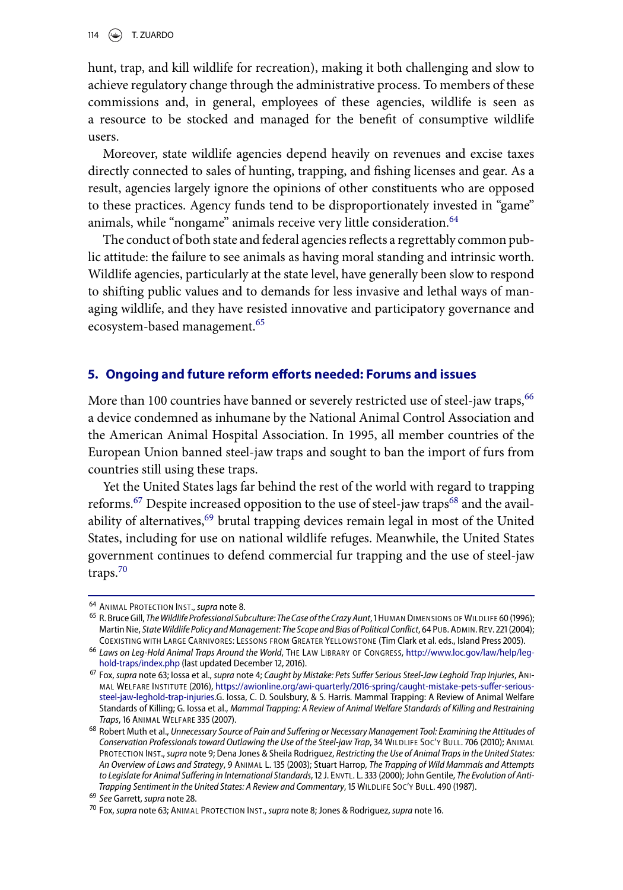hunt, trap, and kill wildlife for recreation), making it both challenging and slow to achieve regulatory change through the administrative process. To members of these commissions and, in general, employees of these agencies, wildlife is seen as a resource to be stocked and managed for the benefit of consumptive wildlife users.

Moreover, state wildlife agencies depend heavily on revenues and excise taxes directly connected to sales of hunting, trapping, and fishing licenses and gear. As a result, agencies largely ignore the opinions of other constituents who are opposed to these practices. Agency funds tend to be disproportionately invested in "game" animals, while "nongame" animals receive very little consideration.[64]

The conduct of both state and federal agencies reflects a regrettably common public attitude: the failure to see animals as having moral standing and intrinsic worth. Wildlife agencies, particularly at the state level, have generally been slow to respond to shifting public values and to demands for less invasive and lethal ways of managing wildlife, and they have resisted innovative and participatory governance and ecosystem-based management.[65]

## 5. Ongoing and future reform efforts needed: Forums and issues

More than 100 countries have banned or severely restricted use of steel-jaw traps,[66] a device condemned as inhumane by the National Animal Control Association and the American Animal Hospital Association. In 1995, all member countries of the European Union banned steel-jaw traps and sought to ban the import of furs from countries still using these traps.

Yet the United States lags far behind the rest of the world with regard to trapping reforms.[67] Despite increased opposition to the use of steel-jaw traps[68] and the availability of alternatives,[69] brutal trapping devices remain legal in most of the United States, including for use on national wildlife refuges. Meanwhile, the United States government continues to defend commercial fur trapping and the use of steel-jaw traps.[70]

---

[64] Animal Protection Inst., *supra* note 8.

[65] R. Bruce Gill, *The Wildlife Professional Subculture: The Case of the Crazy Aunt*, 1 Human Dimensions of Wildlife 60 (1996); Martin Nie, *State Wildlife Policy and Management: The Scope and Bias of Political Conflict*, 64 Pub. Admin. Rev. 221 (2004); Coexisting with Large Carnivores: Lessons from Greater Yellowstone (Tim Clark et al. eds., Island Press 2005).

[66] *Laws on Leg-Hold Animal Traps Around the World*, The Law Library of Congress, http://www.loc.gov/law/help/leg-hold-traps/index.php (last updated December 12, 2016).

[67] Fox, *supra* note 63; Iossa et al., *supra* note 4; *Caught by Mistake: Pets Suffer Serious Steel-Jaw Leghold Trap Injuries*, Animal Welfare Institute (2016), https://awionline.org/awi-quarterly/2016-spring/caught-mistake-pets-suffer-serious-steel-jaw-leghold-trap-injuries.G. Iossa, C. D. Soulsbury, & S. Harris. Mammal Trapping: A Review of Animal Welfare Standards of Killing; G. Iossa et al., *Mammal Trapping: A Review of Animal Welfare Standards of Killing and Restraining Traps*, 16 Animal Welfare 335 (2007).

[68] Robert Muth et al., *Unnecessary Source of Pain and Suffering or Necessary Management Tool: Examining the Attitudes of Conservation Professionals toward Outlawing the Use of the Steel-jaw Trap*, 34 Wildlife Soc'y Bull. 706 (2010); Animal Protection Inst., *supra* note 9; Dena Jones & Sheila Rodriguez, *Restricting the Use of Animal Traps in the United States: An Overview of Laws and Strategy*, 9 Animal L. 135 (2003); Stuart Harrop, *The Trapping of Wild Mammals and Attempts to Legislate for Animal Suffering in International Standards*, 12 J. Envtl. L. 333 (2000); John Gentile, *The Evolution of Anti-Trapping Sentiment in the United States: A Review and Commentary*, 15 Wildlife Soc'y Bull. 490 (1987).

[69] *See* Garrett, *supra* note 28.

[70] Fox, *supra* note 63; Animal Protection Inst., *supra* note 8; Jones & Rodriguez, *supra* note 16.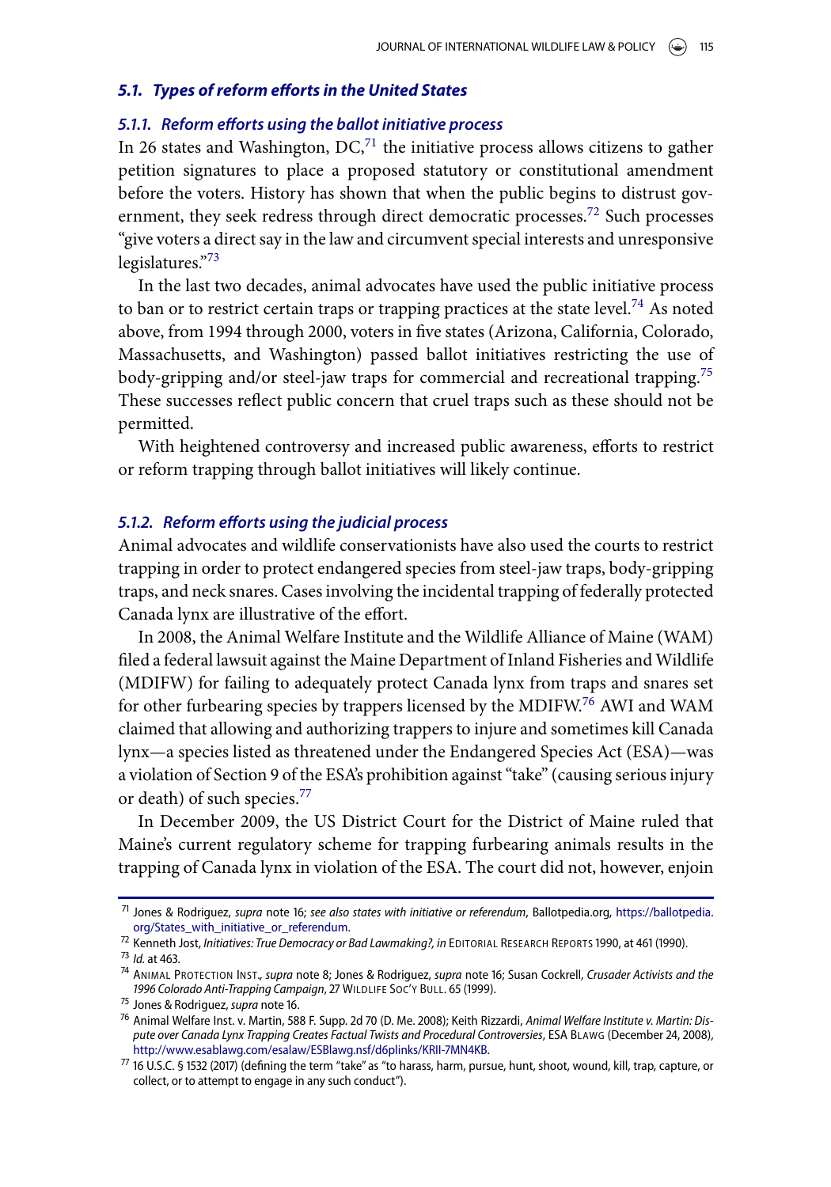### *5.1. Types of reform efforts in the United States*

#### *5.1.1. Reform efforts using the ballot initiative process*

In 26 states and Washington, DC,[71] the initiative process allows citizens to gather petition signatures to place a proposed statutory or constitutional amendment before the voters. History has shown that when the public begins to distrust government, they seek redress through direct democratic processes.[72] Such processes "give voters a direct say in the law and circumvent special interests and unresponsive legislatures."[73]

In the last two decades, animal advocates have used the public initiative process to ban or to restrict certain traps or trapping practices at the state level.[74] As noted above, from 1994 through 2000, voters in five states (Arizona, California, Colorado, Massachusetts, and Washington) passed ballot initiatives restricting the use of body-gripping and/or steel-jaw traps for commercial and recreational trapping.[75] These successes reflect public concern that cruel traps such as these should not be permitted.

With heightened controversy and increased public awareness, efforts to restrict or reform trapping through ballot initiatives will likely continue.

#### *5.1.2. Reform efforts using the judicial process*

Animal advocates and wildlife conservationists have also used the courts to restrict trapping in order to protect endangered species from steel-jaw traps, body-gripping traps, and neck snares. Cases involving the incidental trapping of federally protected Canada lynx are illustrative of the effort.

In 2008, the Animal Welfare Institute and the Wildlife Alliance of Maine (WAM) filed a federal lawsuit against the Maine Department of Inland Fisheries and Wildlife (MDIFW) for failing to adequately protect Canada lynx from traps and snares set for other furbearing species by trappers licensed by the MDIFW.[76] AWI and WAM claimed that allowing and authorizing trappers to injure and sometimes kill Canada lynx—a species listed as threatened under the Endangered Species Act (ESA)—was a violation of Section 9 of the ESA's prohibition against "take" (causing serious injury or death) of such species.[77]

In December 2009, the US District Court for the District of Maine ruled that Maine's current regulatory scheme for trapping furbearing animals results in the trapping of Canada lynx in violation of the ESA. The court did not, however, enjoin

---

[71] Jones & Rodriguez, *supra* note 16; *see also states with initiative or referendum*, Ballotpedia.org, https://ballotpedia.org/States_with_initiative_or_referendum.

[72] Kenneth Jost, *Initiatives: True Democracy or Bad Lawmaking?, in* Editorial Research Reports 1990, at 461 (1990).

[73] *Id.* at 463.

[74] Animal Protection Inst., *supra* note 8; Jones & Rodriguez, *supra* note 16; Susan Cockrell, *Crusader Activists and the 1996 Colorado Anti-Trapping Campaign*, 27 Wildlife Soc'y Bull. 65 (1999).

[75] Jones & Rodriguez, *supra* note 16.

[76] Animal Welfare Inst. v. Martin, 588 F. Supp. 2d 70 (D. Me. 2008); Keith Rizzardi, *Animal Welfare Institute v. Martin: Dispute over Canada Lynx Trapping Creates Factual Twists and Procedural Controversies*, ESA Blawg (December 24, 2008), http://www.esablawg.com/esalaw/ESBlawg.nsf/d6plinks/KRII-7MN4KB.

[77] 16 U.S.C. § 1532 (2017) (defining the term "take" as "to harass, harm, pursue, hunt, shoot, wound, kill, trap, capture, or collect, or to attempt to engage in any such conduct").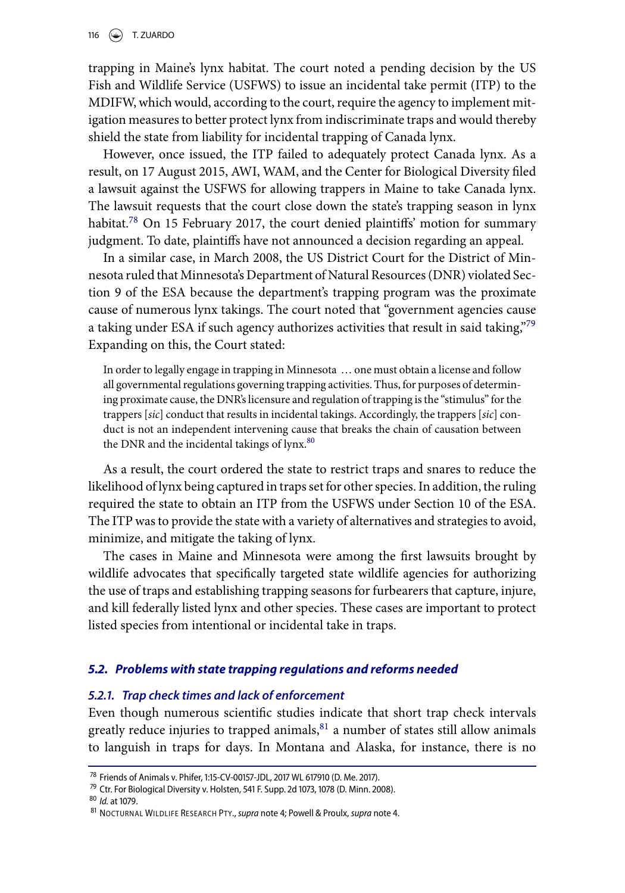trapping in Maine's lynx habitat. The court noted a pending decision by the US Fish and Wildlife Service (USFWS) to issue an incidental take permit (ITP) to the MDIFW, which would, according to the court, require the agency to implement mitigation measures to better protect lynx from indiscriminate traps and would thereby shield the state from liability for incidental trapping of Canada lynx.

However, once issued, the ITP failed to adequately protect Canada lynx. As a result, on 17 August 2015, AWI, WAM, and the Center for Biological Diversity filed a lawsuit against the USFWS for allowing trappers in Maine to take Canada lynx. The lawsuit requests that the court close down the state's trapping season in lynx habitat.[78] On 15 February 2017, the court denied plaintiffs' motion for summary judgment. To date, plaintiffs have not announced a decision regarding an appeal.

In a similar case, in March 2008, the US District Court for the District of Minnesota ruled that Minnesota's Department of Natural Resources (DNR) violated Section 9 of the ESA because the department's trapping program was the proximate cause of numerous lynx takings. The court noted that "government agencies cause a taking under ESA if such agency authorizes activities that result in said taking,"[79] Expanding on this, the Court stated:

> In order to legally engage in trapping in Minnesota … one must obtain a license and follow all governmental regulations governing trapping activities. Thus, for purposes of determining proximate cause, the DNR's licensure and regulation of trapping is the "stimulus" for the trappers [*sic*] conduct that results in incidental takings. Accordingly, the trappers [*sic*] conduct is not an independent intervening cause that breaks the chain of causation between the DNR and the incidental takings of lynx.[80]

As a result, the court ordered the state to restrict traps and snares to reduce the likelihood of lynx being captured in traps set for other species. In addition, the ruling required the state to obtain an ITP from the USFWS under Section 10 of the ESA. The ITP was to provide the state with a variety of alternatives and strategies to avoid, minimize, and mitigate the taking of lynx.

The cases in Maine and Minnesota were among the first lawsuits brought by wildlife advocates that specifically targeted state wildlife agencies for authorizing the use of traps and establishing trapping seasons for furbearers that capture, injure, and kill federally listed lynx and other species. These cases are important to protect listed species from intentional or incidental take in traps.

### *5.2. Problems with state trapping regulations and reforms needed*

#### *5.2.1. Trap check times and lack of enforcement*

Even though numerous scientific studies indicate that short trap check intervals greatly reduce injuries to trapped animals,[81] a number of states still allow animals to languish in traps for days. In Montana and Alaska, for instance, there is no

[78] Friends of Animals v. Phifer, 1:15-CV-00157-JDL, 2017 WL 617910 (D. Me. 2017).

[79] Ctr. For Biological Diversity v. Holsten, 541 F. Supp. 2d 1073, 1078 (D. Minn. 2008).

[80] *Id.* at 1079.

[81] Nocturnal Wildlife Research Pty., *supra* note 4; Powell & Proulx, *supra* note 4.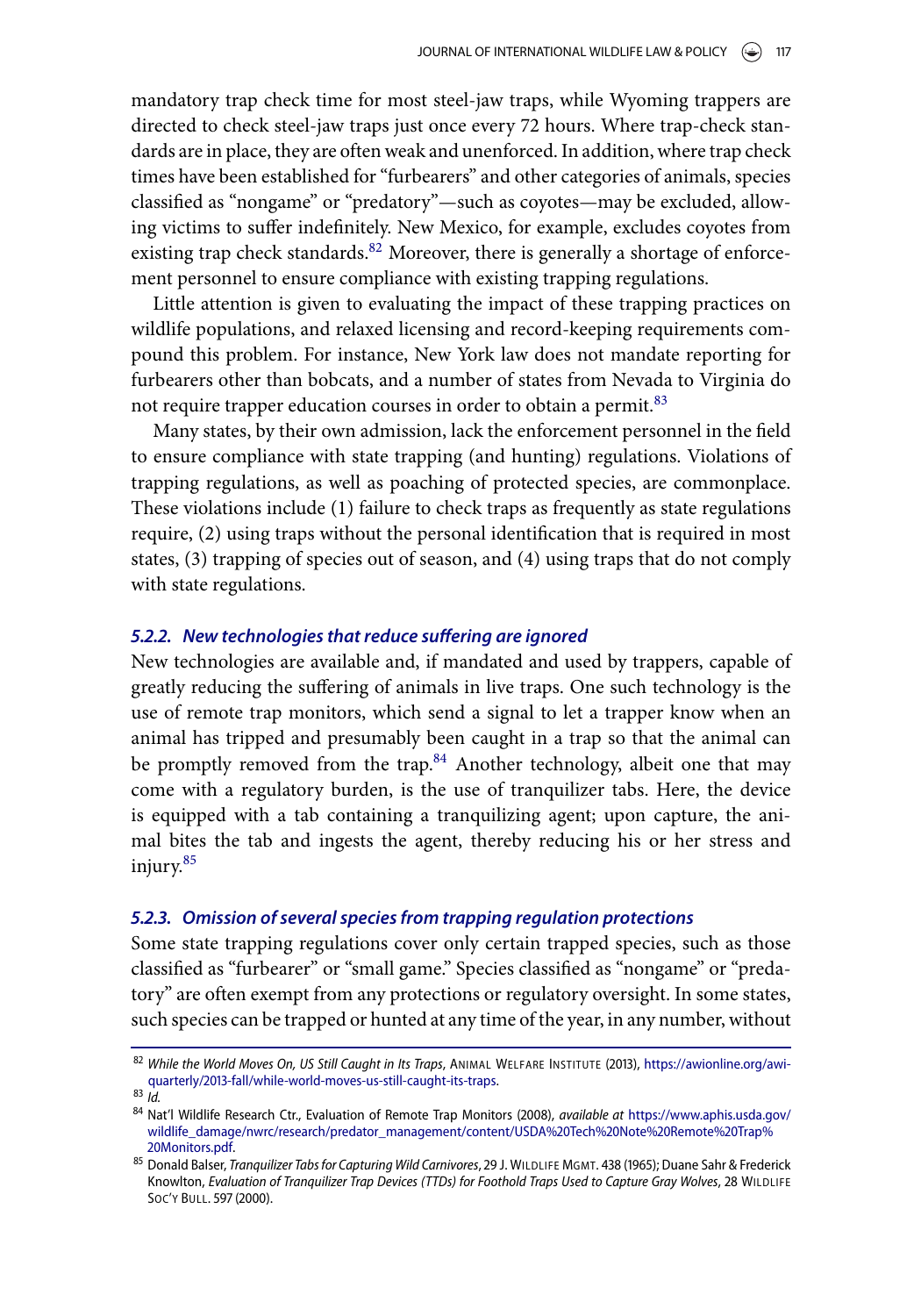mandatory trap check time for most steel-jaw traps, while Wyoming trappers are directed to check steel-jaw traps just once every 72 hours. Where trap-check standards are in place, they are often weak and unenforced. In addition, where trap check times have been established for "furbearers" and other categories of animals, species classified as "nongame" or "predatory"—such as coyotes—may be excluded, allowing victims to suffer indefinitely. New Mexico, for example, excludes coyotes from existing trap check standards.[82] Moreover, there is generally a shortage of enforcement personnel to ensure compliance with existing trapping regulations.

Little attention is given to evaluating the impact of these trapping practices on wildlife populations, and relaxed licensing and record-keeping requirements compound this problem. For instance, New York law does not mandate reporting for furbearers other than bobcats, and a number of states from Nevada to Virginia do not require trapper education courses in order to obtain a permit.[83]

Many states, by their own admission, lack the enforcement personnel in the field to ensure compliance with state trapping (and hunting) regulations. Violations of trapping regulations, as well as poaching of protected species, are commonplace. These violations include (1) failure to check traps as frequently as state regulations require, (2) using traps without the personal identification that is required in most states, (3) trapping of species out of season, and (4) using traps that do not comply with state regulations.

### *5.2.2. New technologies that reduce suffering are ignored*

New technologies are available and, if mandated and used by trappers, capable of greatly reducing the suffering of animals in live traps. One such technology is the use of remote trap monitors, which send a signal to let a trapper know when an animal has tripped and presumably been caught in a trap so that the animal can be promptly removed from the trap.[84] Another technology, albeit one that may come with a regulatory burden, is the use of tranquilizer tabs. Here, the device is equipped with a tab containing a tranquilizing agent; upon capture, the animal bites the tab and ingests the agent, thereby reducing his or her stress and injury.[85]

### *5.2.3. Omission of several species from trapping regulation protections*

Some state trapping regulations cover only certain trapped species, such as those classified as "furbearer" or "small game." Species classified as "nongame" or "predatory" are often exempt from any protections or regulatory oversight. In some states, such species can be trapped or hunted at any time of the year, in any number, without

---

[82] *While the World Moves On, US Still Caught in Its Traps*, Animal Welfare Institute (2013), https://awionline.org/awi-quarterly/2013-fall/while-world-moves-us-still-caught-its-traps.

[83] *Id.*

[84] Nat'l Wildlife Research Ctr., Evaluation of Remote Trap Monitors (2008), *available at* https://www.aphis.usda.gov/wildlife_damage/nwrc/research/predator_management/content/USDA%20Tech%20Note%20Remote%20Trap%20Monitors.pdf.

[85] Donald Balser, *Tranquilizer Tabs for Capturing Wild Carnivores*, 29 J. Wildlife Mgmt. 438 (1965); Duane Sahr & Frederick Knowlton, *Evaluation of Tranquilizer Trap Devices (TTDs) for Foothold Traps Used to Capture Gray Wolves*, 28 Wildlife Soc'y Bull. 597 (2000).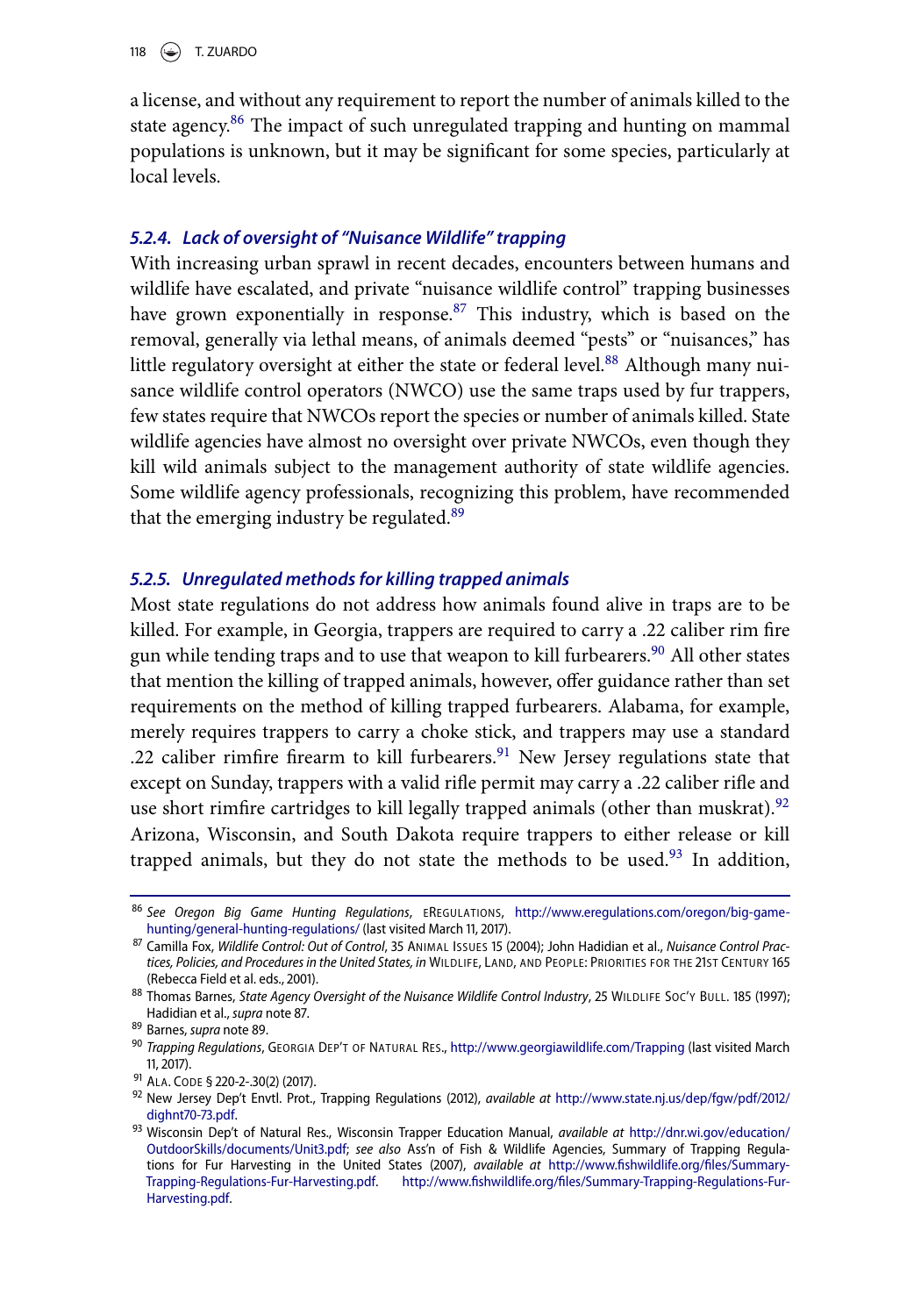a license, and without any requirement to report the number of animals killed to the state agency.[86] The impact of such unregulated trapping and hunting on mammal populations is unknown, but it may be significant for some species, particularly at local levels.

### *5.2.4. Lack of oversight of "Nuisance Wildlife" trapping*

With increasing urban sprawl in recent decades, encounters between humans and wildlife have escalated, and private "nuisance wildlife control" trapping businesses have grown exponentially in response.[87] This industry, which is based on the removal, generally via lethal means, of animals deemed "pests" or "nuisances," has little regulatory oversight at either the state or federal level.[88] Although many nuisance wildlife control operators (NWCO) use the same traps used by fur trappers, few states require that NWCOs report the species or number of animals killed. State wildlife agencies have almost no oversight over private NWCOs, even though they kill wild animals subject to the management authority of state wildlife agencies. Some wildlife agency professionals, recognizing this problem, have recommended that the emerging industry be regulated.[89]

### *5.2.5. Unregulated methods for killing trapped animals*

Most state regulations do not address how animals found alive in traps are to be killed. For example, in Georgia, trappers are required to carry a .22 caliber rim fire gun while tending traps and to use that weapon to kill furbearers.[90] All other states that mention the killing of trapped animals, however, offer guidance rather than set requirements on the method of killing trapped furbearers. Alabama, for example, merely requires trappers to carry a choke stick, and trappers may use a standard .22 caliber rimfire firearm to kill furbearers.[91] New Jersey regulations state that except on Sunday, trappers with a valid rifle permit may carry a .22 caliber rifle and use short rimfire cartridges to kill legally trapped animals (other than muskrat).[92] Arizona, Wisconsin, and South Dakota require trappers to either release or kill trapped animals, but they do not state the methods to be used.[93] In addition,

---

[86] *See Oregon Big Game Hunting Regulations*, eREGULATIONS, http://www.eregulations.com/oregon/big-game-hunting/general-hunting-regulations/ (last visited March 11, 2017).

[87] Camilla Fox, *Wildlife Control: Out of Control*, 35 ANIMAL ISSUES 15 (2004); John Hadidian et al., *Nuisance Control Practices, Policies, and Procedures in the United States, in* WILDLIFE, LAND, AND PEOPLE: PRIORITIES FOR THE 21ST CENTURY 165 (Rebecca Field et al. eds., 2001).

[88] Thomas Barnes, *State Agency Oversight of the Nuisance Wildlife Control Industry*, 25 WILDLIFE SOC'Y BULL. 185 (1997); Hadidian et al., *supra* note 87.

[89] Barnes, *supra* note 89.

[90] *Trapping Regulations*, GEORGIA DEP'T OF NATURAL RES., http://www.georgiawildlife.com/Trapping (last visited March 11, 2017).

[91] ALA. CODE § 220-2-.30(2) (2017).

[92] New Jersey Dep't Envtl. Prot., Trapping Regulations (2012), *available at* http://www.state.nj.us/dep/fgw/pdf/2012/dighnt70-73.pdf.

[93] Wisconsin Dep't of Natural Res., Wisconsin Trapper Education Manual, *available at* http://dnr.wi.gov/education/OutdoorSkills/documents/Unit3.pdf; *see also* Ass'n of Fish & Wildlife Agencies, Summary of Trapping Regulations for Fur Harvesting in the United States (2007), *available at* http://www.fishwildlife.org/files/Summary-Trapping-Regulations-Fur-Harvesting.pdf. http://www.fishwildlife.org/files/Summary-Trapping-Regulations-Fur-Harvesting.pdf.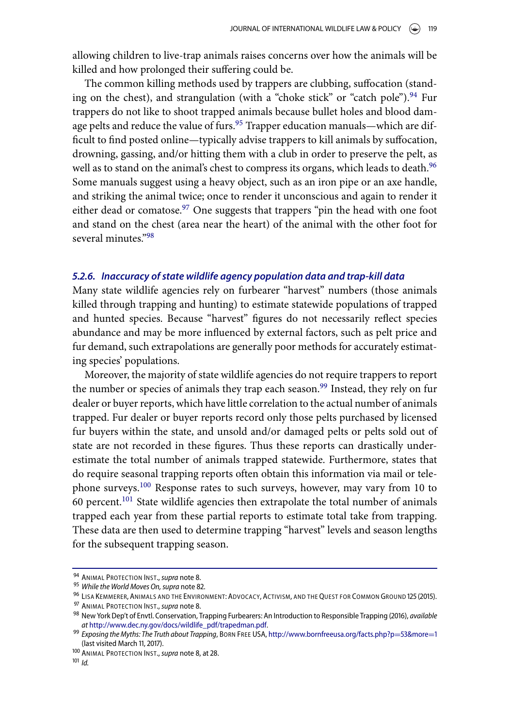allowing children to live-trap animals raises concerns over how the animals will be killed and how prolonged their suffering could be.

The common killing methods used by trappers are clubbing, suffocation (standing on the chest), and strangulation (with a "choke stick" or "catch pole").[94] Fur trappers do not like to shoot trapped animals because bullet holes and blood damage pelts and reduce the value of furs.[95] Trapper education manuals—which are difficult to find posted online—typically advise trappers to kill animals by suffocation, drowning, gassing, and/or hitting them with a club in order to preserve the pelt, as well as to stand on the animal's chest to compress its organs, which leads to death.[96] Some manuals suggest using a heavy object, such as an iron pipe or an axe handle, and striking the animal twice; once to render it unconscious and again to render it either dead or comatose.[97] One suggests that trappers "pin the head with one foot and stand on the chest (area near the heart) of the animal with the other foot for several minutes."[98]

#### *5.2.6. Inaccuracy of state wildlife agency population data and trap-kill data*

Many state wildlife agencies rely on furbearer "harvest" numbers (those animals killed through trapping and hunting) to estimate statewide populations of trapped and hunted species. Because "harvest" figures do not necessarily reflect species abundance and may be more influenced by external factors, such as pelt price and fur demand, such extrapolations are generally poor methods for accurately estimating species' populations.

Moreover, the majority of state wildlife agencies do not require trappers to report the number or species of animals they trap each season.[99] Instead, they rely on fur dealer or buyer reports, which have little correlation to the actual number of animals trapped. Fur dealer or buyer reports record only those pelts purchased by licensed fur buyers within the state, and unsold and/or damaged pelts or pelts sold out of state are not recorded in these figures. Thus these reports can drastically underestimate the total number of animals trapped statewide. Furthermore, states that do require seasonal trapping reports often obtain this information via mail or telephone surveys.[100] Response rates to such surveys, however, may vary from 10 to 60 percent.[101] State wildlife agencies then extrapolate the total number of animals trapped each year from these partial reports to estimate total take from trapping. These data are then used to determine trapping "harvest" levels and season lengths for the subsequent trapping season.

---

[94] Animal Protection Inst., *supra* note 8.

[95] *While the World Moves On*, *supra* note 82.

[96] Lisa Kemmerer, Animals and the Environment: Advocacy, Activism, and the Quest for Common Ground 125 (2015).

[97] Animal Protection Inst., *supra* note 8.

[98] New York Dep't of Envtl. Conservation, Trapping Furbearers: An Introduction to Responsible Trapping (2016), *available at* http://www.dec.ny.gov/docs/wildlife_pdf/trapedman.pdf.

[99] *Exposing the Myths: The Truth about Trapping*, Born Free USA, http://www.bornfreeusa.org/facts.php?p=53&more=1 (last visited March 11, 2017).

[100] Animal Protection Inst., *supra* note 8, at 28.

[101] *Id.*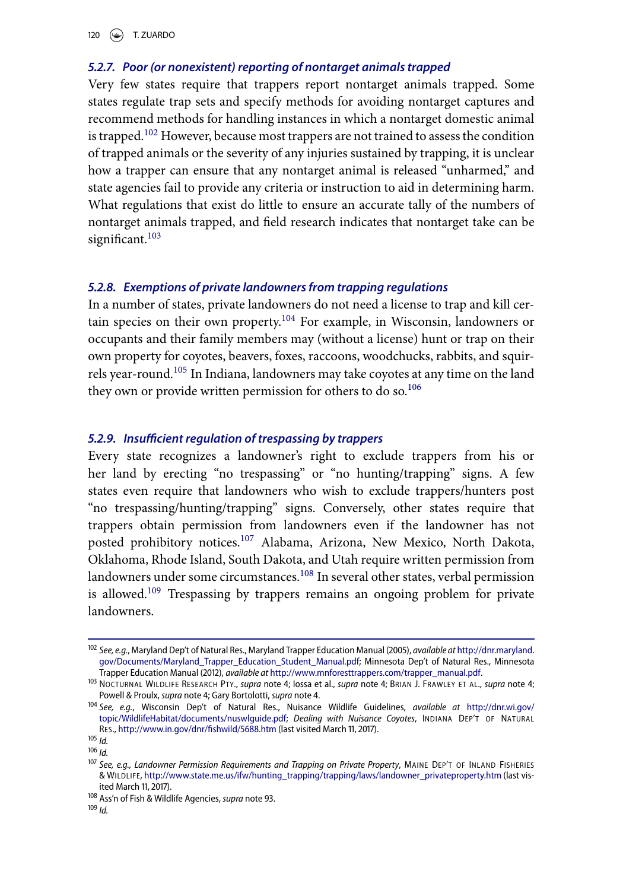### *5.2.7. Poor (or nonexistent) reporting of nontarget animals trapped*

Very few states require that trappers report nontarget animals trapped. Some states regulate trap sets and specify methods for avoiding nontarget captures and recommend methods for handling instances in which a nontarget domestic animal is trapped.[102] However, because most trappers are not trained to assess the condition of trapped animals or the severity of any injuries sustained by trapping, it is unclear how a trapper can ensure that any nontarget animal is released "unharmed," and state agencies fail to provide any criteria or instruction to aid in determining harm. What regulations that exist do little to ensure an accurate tally of the numbers of nontarget animals trapped, and field research indicates that nontarget take can be significant.[103]

### *5.2.8. Exemptions of private landowners from trapping regulations*

In a number of states, private landowners do not need a license to trap and kill certain species on their own property.[104] For example, in Wisconsin, landowners or occupants and their family members may (without a license) hunt or trap on their own property for coyotes, beavers, foxes, raccoons, woodchucks, rabbits, and squirrels year-round.[105] In Indiana, landowners may take coyotes at any time on the land they own or provide written permission for others to do so.[106]

### *5.2.9. Insufficient regulation of trespassing by trappers*

Every state recognizes a landowner's right to exclude trappers from his or her land by erecting "no trespassing" or "no hunting/trapping" signs. A few states even require that landowners who wish to exclude trappers/hunters post "no trespassing/hunting/trapping" signs. Conversely, other states require that trappers obtain permission from landowners even if the landowner has not posted prohibitory notices.[107] Alabama, Arizona, New Mexico, North Dakota, Oklahoma, Rhode Island, South Dakota, and Utah require written permission from landowners under some circumstances.[108] In several other states, verbal permission is allowed.[109] Trespassing by trappers remains an ongoing problem for private landowners.

---

[102] *See, e.g.*, Maryland Dep't of Natural Res., Maryland Trapper Education Manual (2005), *available at* http://dnr.maryland.gov/Documents/Maryland_Trapper_Education_Student_Manual.pdf; Minnesota Dep't of Natural Res., Minnesota Trapper Education Manual (2012), *available at* http://www.mnforesttrappers.com/trapper_manual.pdf.

[103] Nocturnal Wildlife Research Pty., *supra* note 4; Iossa et al., *supra* note 4; Brian J. Frawley et al., *supra* note 4; Powell & Proulx, *supra* note 4; Gary Bortolotti, *supra* note 4.

[104] *See, e.g.*, Wisconsin Dep't of Natural Res., Nuisance Wildlife Guidelines, *available at* http://dnr.wi.gov/topic/WildlifeHabitat/documents/nuswlguide.pdf; *Dealing with Nuisance Coyotes*, Indiana Dep't of Natural Res., http://www.in.gov/dnr/fishwild/5688.htm (last visited March 11, 2017).

[105] *Id.*

[106] *Id.*

[107] *See, e.g., Landowner Permission Requirements and Trapping on Private Property*, Maine Dep't of Inland Fisheries & Wildlife, http://www.state.me.us/ifw/hunting_trapping/trapping/laws/landowner_privateproperty.htm (last visited March 11, 2017).

[108] Ass'n of Fish & Wildlife Agencies, *supra* note 93.

[109] *Id.*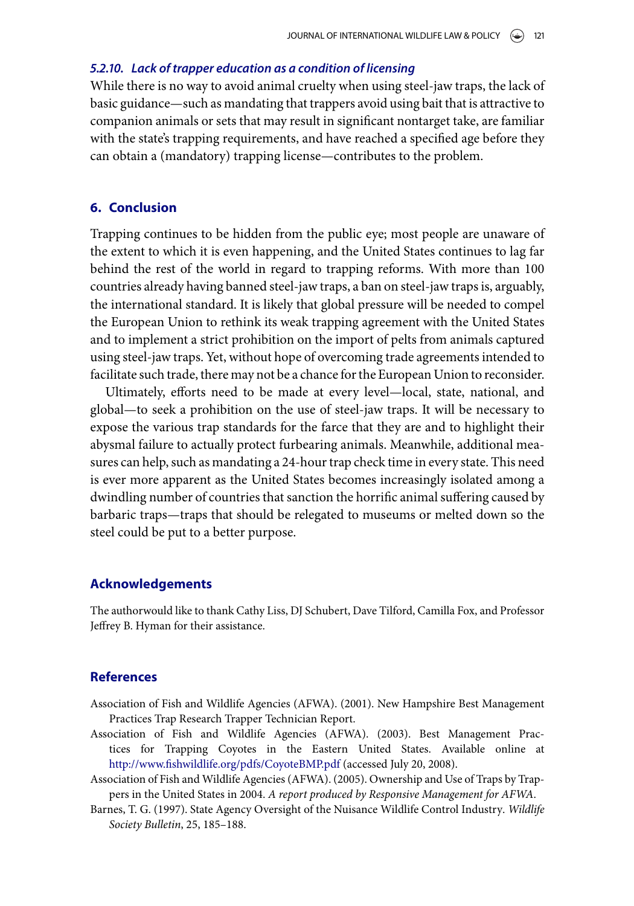### 5.2.10. *Lack of trapper education as a condition of licensing*

While there is no way to avoid animal cruelty when using steel-jaw traps, the lack of basic guidance—such as mandating that trappers avoid using bait that is attractive to companion animals or sets that may result in significant nontarget take, are familiar with the state's trapping requirements, and have reached a specified age before they can obtain a (mandatory) trapping license—contributes to the problem.

## 6. Conclusion

Trapping continues to be hidden from the public eye; most people are unaware of the extent to which it is even happening, and the United States continues to lag far behind the rest of the world in regard to trapping reforms. With more than 100 countries already having banned steel-jaw traps, a ban on steel-jaw traps is, arguably, the international standard. It is likely that global pressure will be needed to compel the European Union to rethink its weak trapping agreement with the United States and to implement a strict prohibition on the import of pelts from animals captured using steel-jaw traps. Yet, without hope of overcoming trade agreements intended to facilitate such trade, there may not be a chance for the European Union to reconsider.

Ultimately, efforts need to be made at every level—local, state, national, and global—to seek a prohibition on the use of steel-jaw traps. It will be necessary to expose the various trap standards for the farce that they are and to highlight their abysmal failure to actually protect furbearing animals. Meanwhile, additional measures can help, such as mandating a 24-hour trap check time in every state. This need is ever more apparent as the United States becomes increasingly isolated among a dwindling number of countries that sanction the horrific animal suffering caused by barbaric traps—traps that should be relegated to museums or melted down so the steel could be put to a better purpose.

## Acknowledgements

The authorwould like to thank Cathy Liss, DJ Schubert, Dave Tilford, Camilla Fox, and Professor Jeffrey B. Hyman for their assistance.

## References

Association of Fish and Wildlife Agencies (AFWA). (2001). New Hampshire Best Management Practices Trap Research Trapper Technician Report.

Association of Fish and Wildlife Agencies (AFWA). (2003). Best Management Practices for Trapping Coyotes in the Eastern United States. Available online at http://www.fishwildlife.org/pdfs/CoyoteBMP.pdf (accessed July 20, 2008).

Association of Fish and Wildlife Agencies (AFWA). (2005). Ownership and Use of Traps by Trappers in the United States in 2004. *A report produced by Responsive Management for AFWA*.

Barnes, T. G. (1997). State Agency Oversight of the Nuisance Wildlife Control Industry. *Wildlife Society Bulletin*, 25, 185–188.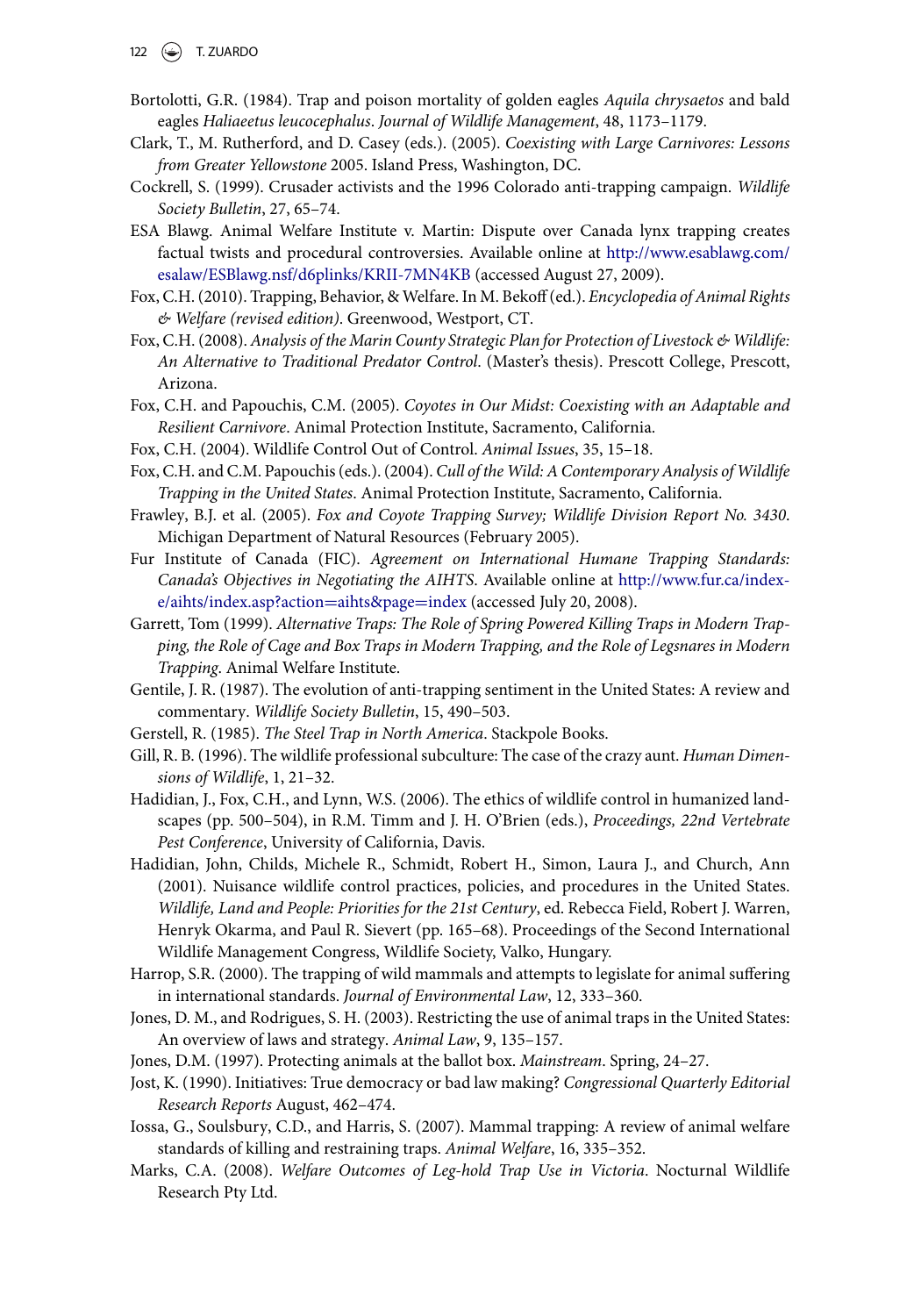Bortolotti, G.R. (1984). Trap and poison mortality of golden eagles *Aquila chrysaetos* and bald eagles *Haliaeetus leucocephalus*. *Journal of Wildlife Management*, 48, 1173–1179.

Clark, T., M. Rutherford, and D. Casey (eds.). (2005). *Coexisting with Large Carnivores: Lessons from Greater Yellowstone* 2005. Island Press, Washington, DC.

Cockrell, S. (1999). Crusader activists and the 1996 Colorado anti-trapping campaign. *Wildlife Society Bulletin*, 27, 65–74.

ESA Blawg. Animal Welfare Institute v. Martin: Dispute over Canada lynx trapping creates factual twists and procedural controversies. Available online at http://www.esablawg.com/esalaw/ESBlawg.nsf/d6plinks/KRII-7MN4KB (accessed August 27, 2009).

Fox, C.H. (2010). Trapping, Behavior, & Welfare. In M. Bekoff (ed.). *Encyclopedia of Animal Rights & Welfare (revised edition)*. Greenwood, Westport, CT.

Fox, C.H. (2008). *Analysis of the Marin County Strategic Plan for Protection of Livestock & Wildlife: An Alternative to Traditional Predator Control*. (Master's thesis). Prescott College, Prescott, Arizona.

Fox, C.H. and Papouchis, C.M. (2005). *Coyotes in Our Midst: Coexisting with an Adaptable and Resilient Carnivore*. Animal Protection Institute, Sacramento, California.

Fox, C.H. (2004). Wildlife Control Out of Control. *Animal Issues*, 35, 15–18.

Fox, C.H. and C.M. Papouchis (eds.). (2004). *Cull of the Wild: A Contemporary Analysis of Wildlife Trapping in the United States*. Animal Protection Institute, Sacramento, California.

Frawley, B.J. et al. (2005). *Fox and Coyote Trapping Survey; Wildlife Division Report No. 3430*. Michigan Department of Natural Resources (February 2005).

Fur Institute of Canada (FIC). *Agreement on International Humane Trapping Standards: Canada's Objectives in Negotiating the AIHTS*. Available online at http://www.fur.ca/index-e/aihts/index.asp?action=aihts&page=index (accessed July 20, 2008).

Garrett, Tom (1999). *Alternative Traps: The Role of Spring Powered Killing Traps in Modern Trapping, the Role of Cage and Box Traps in Modern Trapping, and the Role of Legsnares in Modern Trapping*. Animal Welfare Institute.

Gentile, J. R. (1987). The evolution of anti-trapping sentiment in the United States: A review and commentary. *Wildlife Society Bulletin*, 15, 490–503.

Gerstell, R. (1985). *The Steel Trap in North America*. Stackpole Books.

Gill, R. B. (1996). The wildlife professional subculture: The case of the crazy aunt. *Human Dimensions of Wildlife*, 1, 21–32.

Hadidian, J., Fox, C.H., and Lynn, W.S. (2006). The ethics of wildlife control in humanized landscapes (pp. 500–504), in R.M. Timm and J. H. O'Brien (eds.), *Proceedings, 22nd Vertebrate Pest Conference*, University of California, Davis.

Hadidian, John, Childs, Michele R., Schmidt, Robert H., Simon, Laura J., and Church, Ann (2001). Nuisance wildlife control practices, policies, and procedures in the United States. *Wildlife, Land and People: Priorities for the 21st Century*, ed. Rebecca Field, Robert J. Warren, Henryk Okarma, and Paul R. Sievert (pp. 165–68). Proceedings of the Second International Wildlife Management Congress, Wildlife Society, Valko, Hungary.

Harrop, S.R. (2000). The trapping of wild mammals and attempts to legislate for animal suffering in international standards. *Journal of Environmental Law*, 12, 333–360.

Jones, D. M., and Rodrigues, S. H. (2003). Restricting the use of animal traps in the United States: An overview of laws and strategy. *Animal Law*, 9, 135–157.

Jones, D.M. (1997). Protecting animals at the ballot box. *Mainstream*. Spring, 24–27.

Jost, K. (1990). Initiatives: True democracy or bad law making? *Congressional Quarterly Editorial Research Reports* August, 462–474.

Iossa, G., Soulsbury, C.D., and Harris, S. (2007). Mammal trapping: A review of animal welfare standards of killing and restraining traps. *Animal Welfare*, 16, 335–352.

Marks, C.A. (2008). *Welfare Outcomes of Leg-hold Trap Use in Victoria*. Nocturnal Wildlife Research Pty Ltd.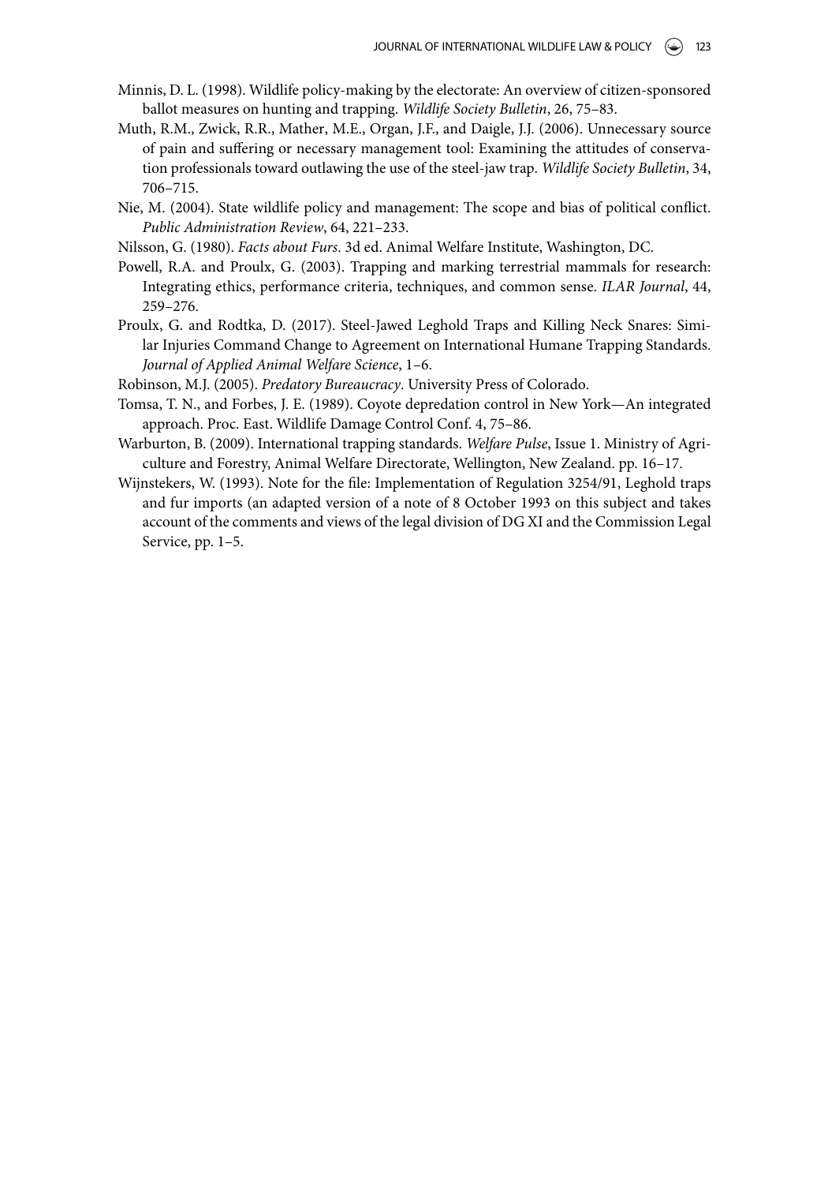Minnis, D. L. (1998). Wildlife policy-making by the electorate: An overview of citizen-sponsored ballot measures on hunting and trapping. *Wildlife Society Bulletin*, 26, 75–83.

Muth, R.M., Zwick, R.R., Mather, M.E., Organ, J.F., and Daigle, J.J. (2006). Unnecessary source of pain and suffering or necessary management tool: Examining the attitudes of conservation professionals toward outlawing the use of the steel-jaw trap. *Wildlife Society Bulletin*, 34, 706–715.

Nie, M. (2004). State wildlife policy and management: The scope and bias of political conflict. *Public Administration Review*, 64, 221–233.

Nilsson, G. (1980). *Facts about Furs*. 3d ed. Animal Welfare Institute, Washington, DC.

Powell, R.A. and Proulx, G. (2003). Trapping and marking terrestrial mammals for research: Integrating ethics, performance criteria, techniques, and common sense. *ILAR Journal*, 44, 259–276.

Proulx, G. and Rodtka, D. (2017). Steel-Jawed Leghold Traps and Killing Neck Snares: Similar Injuries Command Change to Agreement on International Humane Trapping Standards. *Journal of Applied Animal Welfare Science*, 1–6.

Robinson, M.J. (2005). *Predatory Bureaucracy*. University Press of Colorado.

Tomsa, T. N., and Forbes, J. E. (1989). Coyote depredation control in New York—An integrated approach. Proc. East. Wildlife Damage Control Conf. 4, 75–86.

Warburton, B. (2009). International trapping standards. *Welfare Pulse*, Issue 1. Ministry of Agriculture and Forestry, Animal Welfare Directorate, Wellington, New Zealand. pp. 16–17.

Wijnstekers, W. (1993). Note for the file: Implementation of Regulation 3254/91, Leghold traps and fur imports (an adapted version of a note of 8 October 1993 on this subject and takes account of the comments and views of the legal division of DG XI and the Commission Legal Service, pp. 1–5.